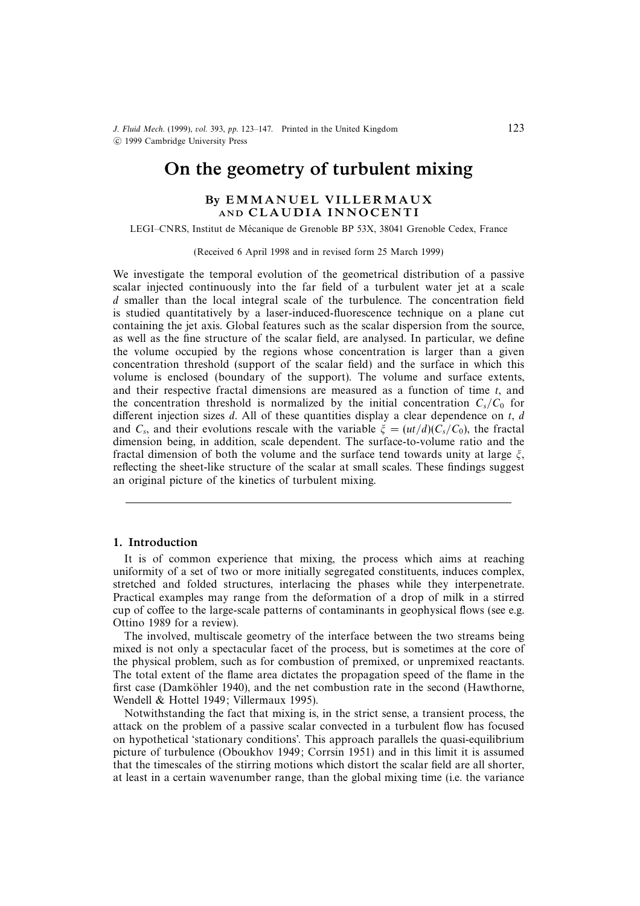# On the geometry of turbulent mixing

By EMMANUEL VILLERMAUX AND CLAUDIA INNOCENTI

LEGI–CNRS, Institut de Mécanique de Grenoble BP 53X, 38041 Grenoble Cedex, France

(Received 6 April 1998 and in revised form 25 March 1999)

We investigate the temporal evolution of the geometrical distribution of a passive scalar injected continuously into the far field of a turbulent water jet at a scale $d$ smaller than the local integral scale of the turbulence. The concentration field is studied quantitatively by a laser-induced-fluorescence technique on a plane cut containing the jet axis. Global features such as the scalar dispersion from the source, as well as the fine structure of the scalar field, are analysed. In particular, we define the volume occupied by the regions whose concentration is larger than a given concentration threshold (support of the scalar field) and the surface in which this volume is enclosed (boundary of the support). The volume and surface extents, and their respective fractal dimensions are measured as a function of time $t$, and the concentration threshold is normalized by the initial concentration $C_s/C_0$ for different injection sizes $d$. All of these quantities display a clear dependence on $t$, $d$ and $C_s$, and their evolutions rescale with the variable $\xi = (ut/d)(C_s/C_0)$, the fractal dimension being, in addition, scale dependent. The surface-to-volume ratio and the fractal dimension of both the volume and the surface tend towards unity at large $\xi$, reflecting the sheet-like structure of the scalar at small scales. These findings suggest an original picture of the kinetics of turbulent mixing.

## 1. Introduction

It is of common experience that mixing, the process which aims at reaching uniformity of a set of two or more initially segregated constituents, induces complex, stretched and folded structures, interlacing the phases while they interpenetrate. Practical examples may range from the deformation of a drop of milk in a stirred cup of coffee to the large-scale patterns of contaminants in geophysical flows (see e.g. Ottino 1989 for a review).

The involved, multiscale geometry of the interface between the two streams being mixed is not only a spectacular facet of the process, but is sometimes at the core of the physical problem, such as for combustion of premixed, or unpremixed reactants. The total extent of the flame area dictates the propagation speed of the flame in the first case (Damköhler 1940), and the net combustion rate in the second (Hawthorne, Wendell & Hottel 1949; Villermaux 1995).

Notwithstanding the fact that mixing is, in the strict sense, a transient process, the attack on the problem of a passive scalar convected in a turbulent flow has focused on hypothetical 'stationary conditions'. This approach parallels the quasi-equilibrium picture of turbulence (Oboukhov 1949; Corrsin 1951) and in this limit it is assumed that the timescales of the stirring motions which distort the scalar field are all shorter, at least in a certain wavenumber range, than the global mixing time (i.e. the variance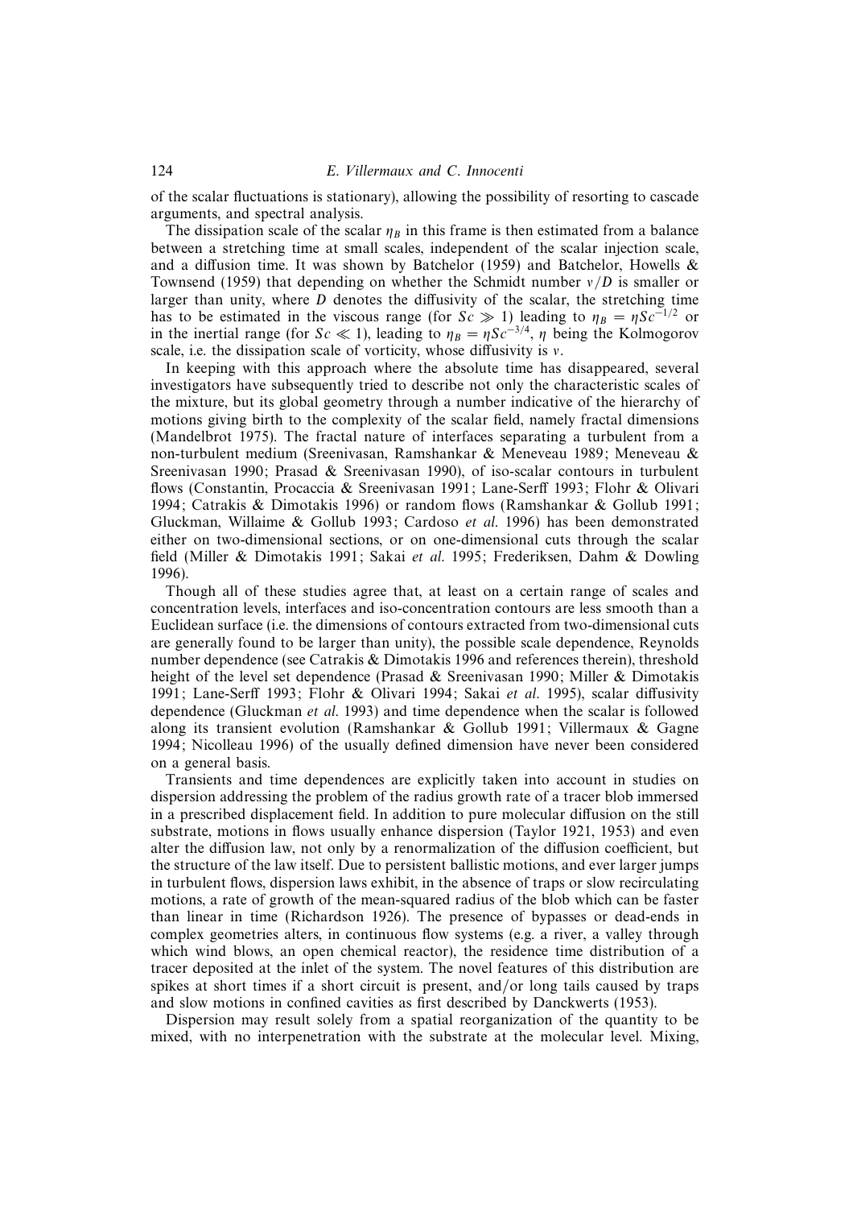of the scalar fluctuations is stationary), allowing the possibility of resorting to cascade arguments, and spectral analysis.

The dissipation scale of the scalar $\eta_B$ in this frame is then estimated from a balance between a stretching time at small scales, independent of the scalar injection scale, and a diffusion time. It was shown by Batchelor (1959) and Batchelor, Howells & Townsend (1959) that depending on whether the Schmidt number $\nu/D$ is smaller or larger than unity, where $D$ denotes the diffusivity of the scalar, the stretching time has to be estimated in the viscous range (for $Sc \gg 1$) leading to $\eta_B = \eta Sc^{-1/2}$ or in the inertial range (for $Sc \ll 1$), leading to $\eta_B = \eta Sc^{-3/4}$, $\eta$ being the Kolmogorov scale, i.e. the dissipation scale of vorticity, whose diffusivity is $\nu$.

In keeping with this approach where the absolute time has disappeared, several investigators have subsequently tried to describe not only the characteristic scales of the mixture, but its global geometry through a number indicative of the hierarchy of motions giving birth to the complexity of the scalar field, namely fractal dimensions (Mandelbrot 1975). The fractal nature of interfaces separating a turbulent from a non-turbulent medium (Sreenivasan, Ramshankar & Meneveau 1989; Meneveau & Sreenivasan 1990; Prasad & Sreenivasan 1990), of iso-scalar contours in turbulent flows (Constantin, Procaccia & Sreenivasan 1991; Lane-Serff 1993; Flohr & Olivari 1994; Catrakis & Dimotakis 1996) or random flows (Ramshankar & Gollub 1991; Gluckman, Willaime & Gollub 1993; Cardoso *et al.* 1996) has been demonstrated either on two-dimensional sections, or on one-dimensional cuts through the scalar field (Miller & Dimotakis 1991; Sakai *et al.* 1995; Frederiksen, Dahm & Dowling 1996).

Though all of these studies agree that, at least on a certain range of scales and concentration levels, interfaces and iso-concentration contours are less smooth than a Euclidean surface (i.e. the dimensions of contours extracted from two-dimensional cuts are generally found to be larger than unity), the possible scale dependence, Reynolds number dependence (see Catrakis & Dimotakis 1996 and references therein), threshold height of the level set dependence (Prasad & Sreenivasan 1990; Miller & Dimotakis 1991; Lane-Serff 1993; Flohr & Olivari 1994; Sakai *et al.* 1995), scalar diffusivity dependence (Gluckman *et al.* 1993) and time dependence when the scalar is followed along its transient evolution (Ramshankar & Gollub 1991; Villermaux & Gagne 1994; Nicolleau 1996) of the usually defined dimension have never been considered on a general basis.

Transients and time dependences are explicitly taken into account in studies on dispersion addressing the problem of the radius growth rate of a tracer blob immersed in a prescribed displacement field. In addition to pure molecular diffusion on the still substrate, motions in flows usually enhance dispersion (Taylor 1921, 1953) and even alter the diffusion law, not only by a renormalization of the diffusion coefficient, but the structure of the law itself. Due to persistent ballistic motions, and ever larger jumps in turbulent flows, dispersion laws exhibit, in the absence of traps or slow recirculating motions, a rate of growth of the mean-squared radius of the blob which can be faster than linear in time (Richardson 1926). The presence of bypasses or dead-ends in complex geometries alters, in continuous flow systems (e.g. a river, a valley through which wind blows, an open chemical reactor), the residence time distribution of a tracer deposited at the inlet of the system. The novel features of this distribution are spikes at short times if a short circuit is present, and/or long tails caused by traps and slow motions in confined cavities as first described by Danckwerts (1953).

Dispersion may result solely from a spatial reorganization of the quantity to be mixed, with no interpenetration with the substrate at the molecular level. Mixing,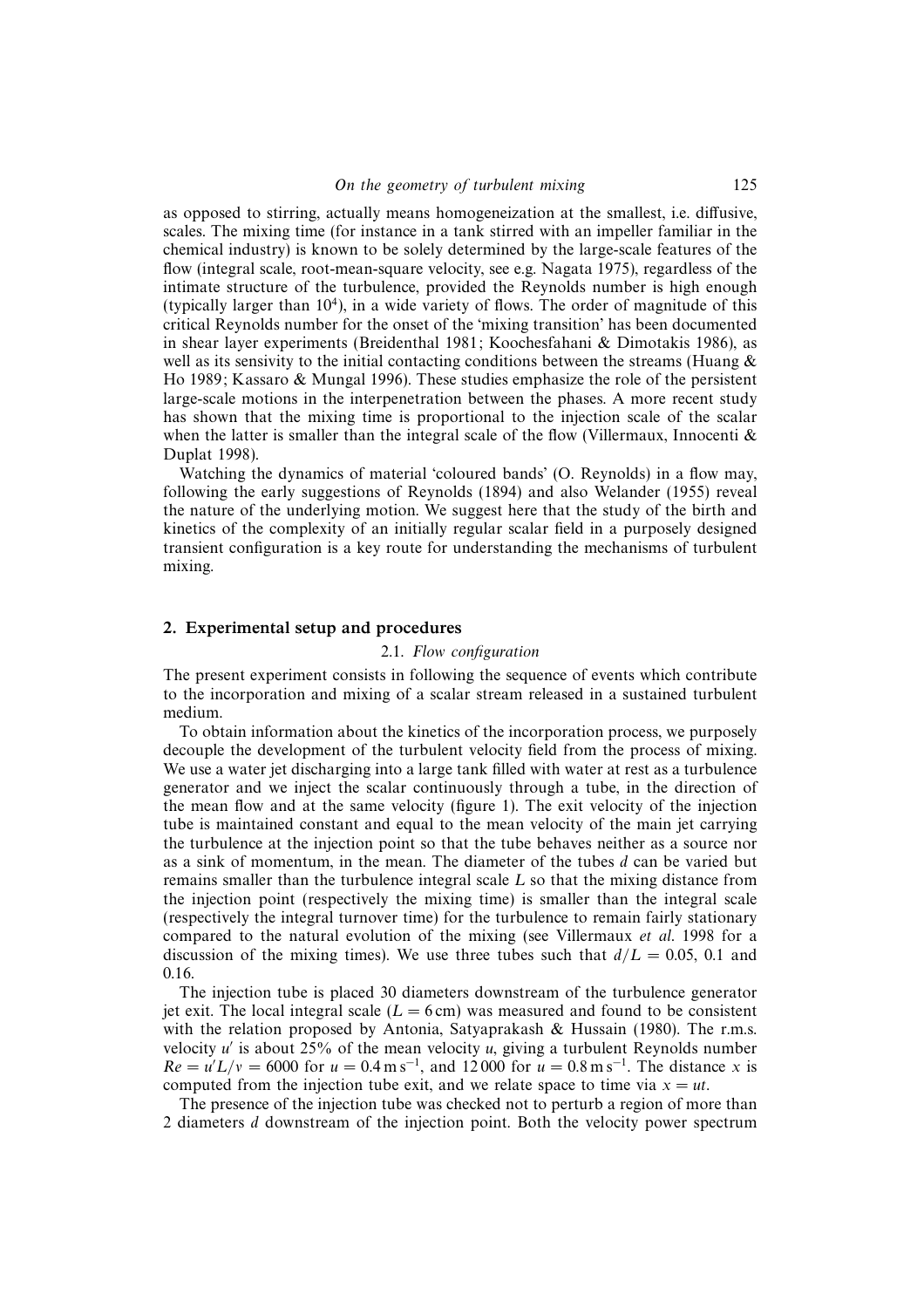as opposed to stirring, actually means homogeneization at the smallest, i.e. diffusive, scales. The mixing time (for instance in a tank stirred with an impeller familiar in the chemical industry) is known to be solely determined by the large-scale features of the flow (integral scale, root-mean-square velocity, see e.g. Nagata 1975), regardless of the intimate structure of the turbulence, provided the Reynolds number is high enough (typically larger than $10^4$), in a wide variety of flows. The order of magnitude of this critical Reynolds number for the onset of the 'mixing transition' has been documented in shear layer experiments (Breidenthal 1981; Koochesfahani & Dimotakis 1986), as well as its sensivity to the initial contacting conditions between the streams (Huang & Ho 1989; Kassaro & Mungal 1996). These studies emphasize the role of the persistent large-scale motions in the interpenetration between the phases. A more recent study has shown that the mixing time is proportional to the injection scale of the scalar when the latter is smaller than the integral scale of the flow (Villermaux, Innocenti & Duplat 1998).

Watching the dynamics of material 'coloured bands' (O. Reynolds) in a flow may, following the early suggestions of Reynolds (1894) and also Welander (1955) reveal the nature of the underlying motion. We suggest here that the study of the birth and kinetics of the complexity of an initially regular scalar field in a purposely designed transient configuration is a key route for understanding the mechanisms of turbulent mixing.

## 2. Experimental setup and procedures

### 2.1. *Flow configuration*

The present experiment consists in following the sequence of events which contribute to the incorporation and mixing of a scalar stream released in a sustained turbulent medium.

To obtain information about the kinetics of the incorporation process, we purposely decouple the development of the turbulent velocity field from the process of mixing. We use a water jet discharging into a large tank filled with water at rest as a turbulence generator and we inject the scalar continuously through a tube, in the direction of the mean flow and at the same velocity (figure 1). The exit velocity of the injection tube is maintained constant and equal to the mean velocity of the main jet carrying the turbulence at the injection point so that the tube behaves neither as a source nor as a sink of momentum, in the mean. The diameter of the tubes $d$ can be varied but remains smaller than the turbulence integral scale $L$ so that the mixing distance from the injection point (respectively the mixing time) is smaller than the integral scale (respectively the integral turnover time) for the turbulence to remain fairly stationary compared to the natural evolution of the mixing (see Villermaux *et al.* 1998 for a discussion of the mixing times). We use three tubes such that $d/L = 0.05$, 0.1 and 0.16.

The injection tube is placed 30 diameters downstream of the turbulence generator jet exit. The local integral scale ($L = 6\,\mathrm{cm}$) was measured and found to be consistent with the relation proposed by Antonia, Satyaprakash & Hussain (1980). The r.m.s. velocity $u'$ is about 25% of the mean velocity $u$, giving a turbulent Reynolds number $Re = u'L/\nu = 6000$ for $u = 0.4\,\mathrm{m\,s^{-1}}$, and 12 000 for $u = 0.8\,\mathrm{m\,s^{-1}}$. The distance $x$ is computed from the injection tube exit, and we relate space to time via $x = ut$.

The presence of the injection tube was checked not to perturb a region of more than 2 diameters $d$ downstream of the injection point. Both the velocity power spectrum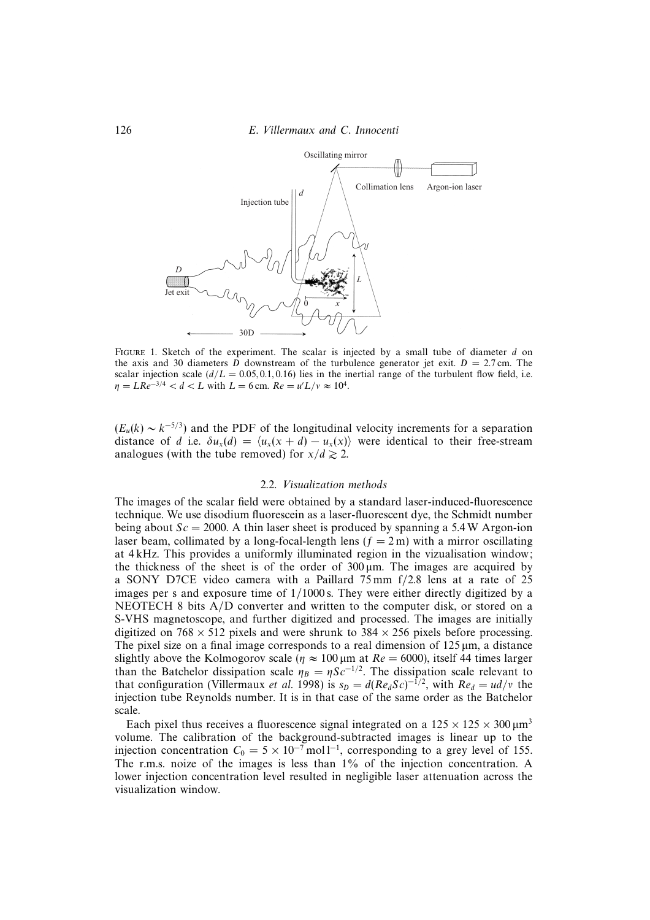FIGURE 1. Sketch of the experiment. The scalar is injected by a small tube of diameter $d$ on the axis and 30 diameters $D$ downstream of the turbulence generator jet exit. $D = 2.7$ cm. The scalar injection scale ($d/L = 0.05, 0.1, 0.16$) lies in the inertial range of the turbulent flow field, i.e. $\eta = LRe^{-3/4} < d < L$ with $L = 6$ cm. $Re = u'L/\nu \approx 10^4$.

($E_u(k) \sim k^{-5/3}$) and the PDF of the longitudinal velocity increments for a separation distance of $d$ i.e. $\delta u_x(d) = \langle u_x(x + d) - u_x(x)\rangle$ were identical to their free-stream analogues (with the tube removed) for $x/d \gtrsim 2$.

### 2.2. *Visualization methods*

The images of the scalar field were obtained by a standard laser-induced-fluorescence technique. We use disodium fluorescein as a laser-fluorescent dye, the Schmidt number being about $Sc = 2000$. A thin laser sheet is produced by spanning a 5.4 W Argon-ion laser beam, collimated by a long-focal-length lens ($f = 2$ m) with a mirror oscillating at 4 kHz. This provides a uniformly illuminated region in the vizualisation window; the thickness of the sheet is of the order of 300 μm. The images are acquired by a SONY D7CE video camera with a Paillard 75 mm f/2.8 lens at a rate of 25 images per s and exposure time of 1/1000 s. They were either directly digitized by a NEOTECH 8 bits A/D converter and written to the computer disk, or stored on a S-VHS magnetoscope, and further digitized and processed. The images are initially digitized on $768 \times 512$ pixels and were shrunk to $384 \times 256$ pixels before processing. The pixel size on a final image corresponds to a real dimension of 125 μm, a distance slightly above the Kolmogorov scale ($\eta \approx 100$ μm at $Re = 6000$), itself 44 times larger than the Batchelor dissipation scale $\eta_B = \eta Sc^{-1/2}$. The dissipation scale relevant to that configuration (Villermaux *et al.* 1998) is $s_D = d(Re_d Sc)^{-1/2}$, with $Re_d = ud/\nu$ the injection tube Reynolds number. It is in that case of the same order as the Batchelor scale.

Each pixel thus receives a fluorescence signal integrated on a $125 \times 125 \times 300$ μm$^3$ volume. The calibration of the background-subtracted images is linear up to the injection concentration $C_0 = 5 \times 10^{-7}$ mol l$^{-1}$, corresponding to a grey level of 155. The r.m.s. noize of the images is less than 1% of the injection concentration. A lower injection concentration level resulted in negligible laser attenuation across the visualization window.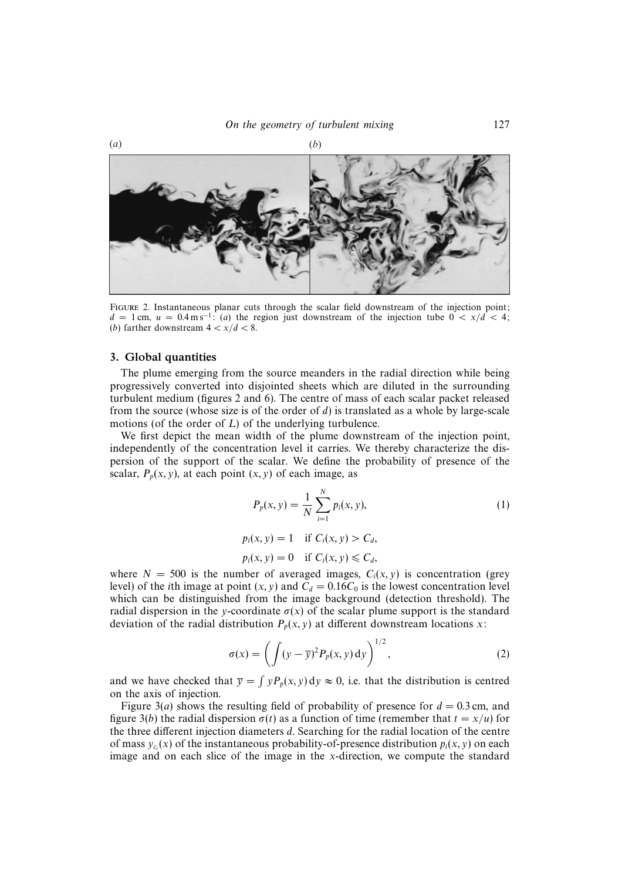(*a*) (*b*)

FIGURE 2. Instantaneous planar cuts through the scalar field downstream of the injection point; $d = 1\,\mathrm{cm}$, $u = 0.4\,\mathrm{m\,s^{-1}}$: (*a*) the region just downstream of the injection tube $0 < x/d < 4$; (*b*) farther downstream $4 < x/d < 8$.

## 3. Global quantities

The plume emerging from the source meanders in the radial direction while being progressively converted into disjointed sheets which are diluted in the surrounding turbulent medium (figures 2 and 6). The centre of mass of each scalar packet released from the source (whose size is of the order of $d$) is translated as a whole by large-scale motions (of the order of $L$) of the underlying turbulence.

We first depict the mean width of the plume downstream of the injection point, independently of the concentration level it carries. We thereby characterize the dispersion of the support of the scalar. We define the probability of presence of the scalar, $P_p(x, y)$, at each point $(x, y)$ of each image, as

$$P_p(x, y) = \frac{1}{N} \sum_{i=1}^{N} p_i(x, y), \tag{1}$$

$$p_i(x, y) = 1 \quad \text{if } C_i(x, y) > C_d,$$

$$p_i(x, y) = 0 \quad \text{if } C_i(x, y) \leqslant C_d,$$

where $N = 500$ is the number of averaged images, $C_i(x, y)$ is concentration (grey level) of the $i$th image at point $(x, y)$ and $C_d = 0.16C_0$ is the lowest concentration level which can be distinguished from the image background (detection threshold). The radial dispersion in the $y$-coordinate $\sigma(x)$ of the scalar plume support is the standard deviation of the radial distribution $P_p(x, y)$ at different downstream locations $x$:

$$\sigma(x) = \left( \int (y - \overline{y})^2 P_p(x, y)\, \mathrm{d}y \right)^{1/2}, \tag{2}$$

and we have checked that $\overline{y} = \int y P_p(x, y)\, \mathrm{d}y \approx 0$, i.e. that the distribution is centred on the axis of injection.

Figure 3(*a*) shows the resulting field of probability of presence for $d = 0.3\,\mathrm{cm}$, and figure 3(*b*) the radial dispersion $\sigma(t)$ as a function of time (remember that $t = x/u$) for the three different injection diameters $d$. Searching for the radial location of the centre of mass $y_{c_i}(x)$ of the instantaneous probability-of-presence distribution $p_i(x, y)$ on each image and on each slice of the image in the $x$-direction, we compute the standard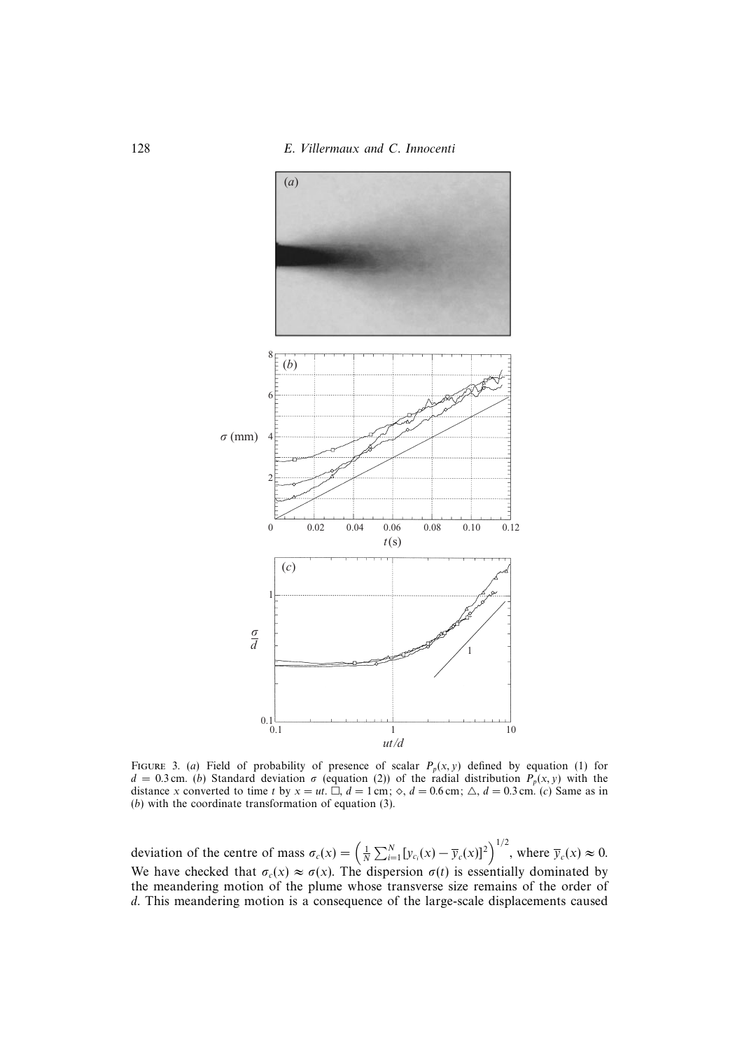FIGURE 3. (*a*) Field of probability of presence of scalar $P_p(x, y)$ defined by equation (1) for $d = 0.3$ cm. (*b*) Standard deviation $\sigma$ (equation (2)) of the radial distribution $P_p(x, y)$ with the distance $x$ converted to time $t$ by $x = ut$. □, $d = 1$ cm; ◇, $d = 0.6$ cm; △, $d = 0.3$ cm. (*c*) Same as in (*b*) with the coordinate transformation of equation (3).

deviation of the centre of mass $\sigma_c(x) = \left(\frac{1}{N}\sum_{i=1}^{N}[y_{c_i}(x) - \overline{y}_c(x)]^2\right)^{1/2}$, where $\overline{y}_c(x) \approx 0$. We have checked that $\sigma_c(x) \approx \sigma(x)$. The dispersion $\sigma(t)$ is essentially dominated by the meandering motion of the plume whose transverse size remains of the order of $d$. This meandering motion is a consequence of the large-scale displacements caused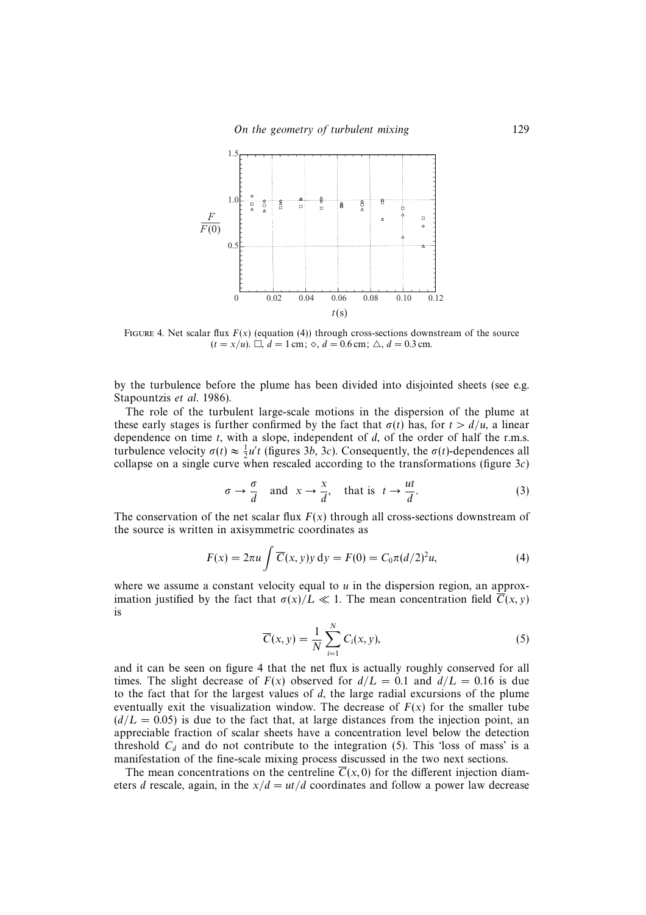FIGURE 4. Net scalar flux $F(x)$ (equation (4)) through cross-sections downstream of the source ($t = x/u$). $\square$, $d = 1$ cm; $\diamond$, $d = 0.6$ cm; $\triangle$, $d = 0.3$ cm.

by the turbulence before the plume has been divided into disjointed sheets (see e.g. Stapountzis *et al.* 1986).

The role of the turbulent large-scale motions in the dispersion of the plume at these early stages is further confirmed by the fact that $\sigma(t)$ has, for $t > d/u$, a linear dependence on time $t$, with a slope, independent of $d$, of the order of half the r.m.s. turbulence velocity $\sigma(t) \approx \frac{1}{2}u't$ (figures 3*b*, 3*c*). Consequently, the $\sigma(t)$-dependences all collapse on a single curve when rescaled according to the transformations (figure 3*c*)

$$\sigma \to \frac{\sigma}{d} \quad \text{and} \quad x \to \frac{x}{d}, \quad \text{that is} \quad t \to \frac{ut}{d}. \tag{3}$$

The conservation of the net scalar flux $F(x)$ through all cross-sections downstream of the source is written in axisymmetric coordinates as

$$F(x) = 2\pi u \int \overline{C}(x, y) y \, \mathrm{d}y = F(0) = C_0 \pi (d/2)^2 u, \tag{4}$$

where we assume a constant velocity equal to $u$ in the dispersion region, an approximation justified by the fact that $\sigma(x)/L \ll 1$. The mean concentration field $\overline{C}(x, y)$ is

$$\overline{C}(x, y) = \frac{1}{N} \sum_{i=1}^{N} C_i(x, y), \tag{5}$$

and it can be seen on figure 4 that the net flux is actually roughly conserved for all times. The slight decrease of $F(x)$ observed for $d/L = 0.1$ and $d/L = 0.16$ is due to the fact that for the largest values of $d$, the large radial excursions of the plume eventually exit the visualization window. The decrease of $F(x)$ for the smaller tube ($d/L = 0.05$) is due to the fact that, at large distances from the injection point, an appreciable fraction of scalar sheets have a concentration level below the detection threshold $C_d$ and do not contribute to the integration (5). This 'loss of mass' is a manifestation of the fine-scale mixing process discussed in the two next sections.

The mean concentrations on the centreline $\overline{C}(x, 0)$ for the different injection diameters $d$ rescale, again, in the $x/d = ut/d$ coordinates and follow a power law decrease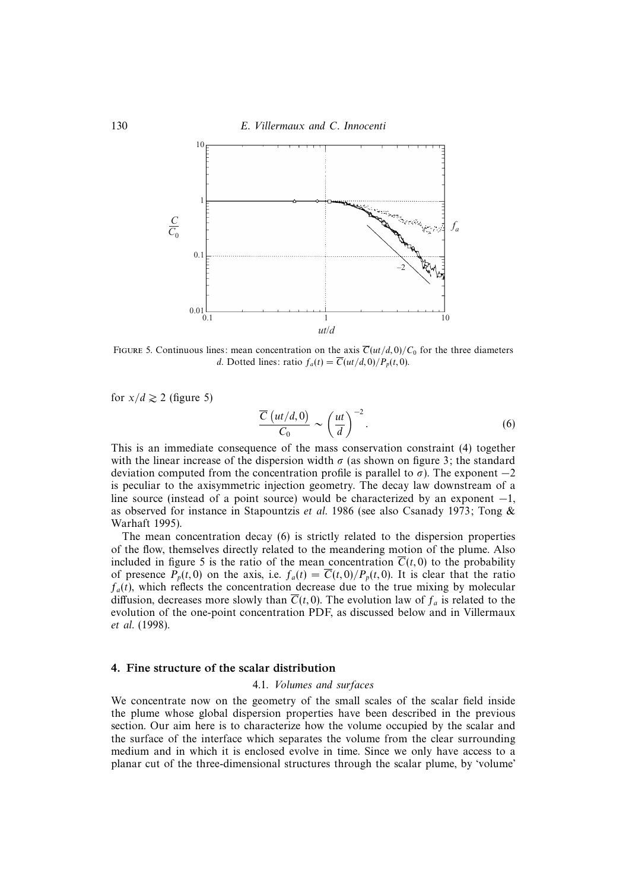FIGURE 5. Continuous lines: mean concentration on the axis $\overline{C}(ut/d, 0)/C_0$ for the three diameters $d$. Dotted lines: ratio $f_a(t) = \overline{C}(ut/d, 0)/P_p(t, 0)$.

for $x/d \gtrsim 2$ (figure 5)

$$\frac{\overline{C}\left(ut/d, 0\right)}{C_0} \sim \left(\frac{ut}{d}\right)^{-2}. \tag{6}$$

This is an immediate consequence of the mass conservation constraint (4) together with the linear increase of the dispersion width $\sigma$ (as shown on figure 3; the standard deviation computed from the concentration profile is parallel to $\sigma$). The exponent $-2$ is peculiar to the axisymmetric injection geometry. The decay law downstream of a line source (instead of a point source) would be characterized by an exponent $-1$, as observed for instance in Stapountzis *et al.* 1986 (see also Csanady 1973; Tong & Warhaft 1995).

The mean concentration decay (6) is strictly related to the dispersion properties of the flow, themselves directly related to the meandering motion of the plume. Also included in figure 5 is the ratio of the mean concentration $\overline{C}(t, 0)$ to the probability of presence $P_p(t, 0)$ on the axis, i.e. $f_a(t) = \overline{C}(t, 0)/P_p(t, 0)$. It is clear that the ratio $f_a(t)$, which reflects the concentration decrease due to the true mixing by molecular diffusion, decreases more slowly than $\overline{C}(t, 0)$. The evolution law of $f_a$ is related to the evolution of the one-point concentration PDF, as discussed below and in Villermaux *et al.* (1998).

## 4. Fine structure of the scalar distribution

### 4.1. *Volumes and surfaces*

We concentrate now on the geometry of the small scales of the scalar field inside the plume whose global dispersion properties have been described in the previous section. Our aim here is to characterize how the volume occupied by the scalar and the surface of the interface which separates the volume from the clear surrounding medium and in which it is enclosed evolve in time. Since we only have access to a planar cut of the three-dimensional structures through the scalar plume, by 'volume'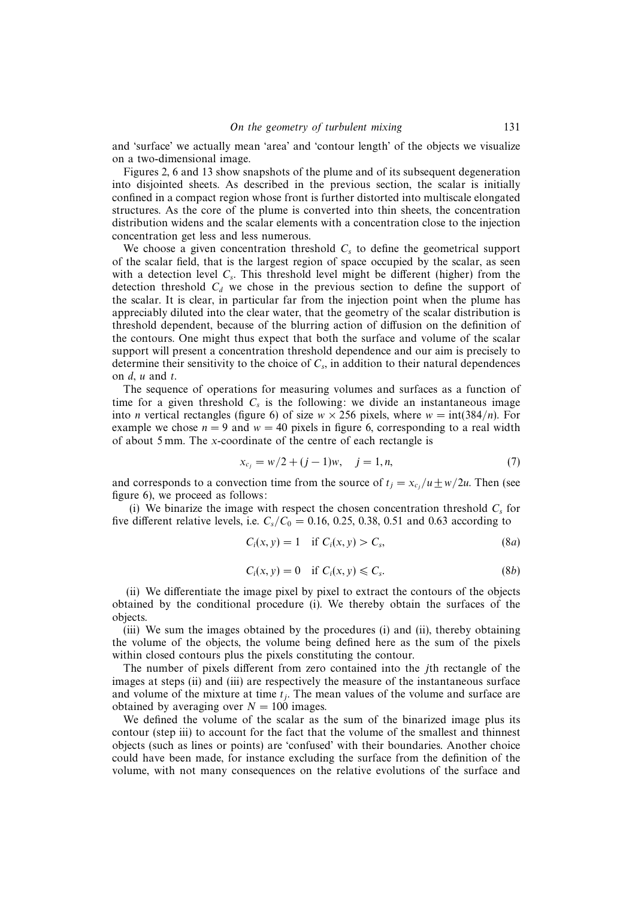and 'surface' we actually mean 'area' and 'contour length' of the objects we visualize on a two-dimensional image.

Figures 2, 6 and 13 show snapshots of the plume and of its subsequent degeneration into disjointed sheets. As described in the previous section, the scalar is initially confined in a compact region whose front is further distorted into multiscale elongated structures. As the core of the plume is converted into thin sheets, the concentration distribution widens and the scalar elements with a concentration close to the injection concentration get less and less numerous.

We choose a given concentration threshold $C_s$ to define the geometrical support of the scalar field, that is the largest region of space occupied by the scalar, as seen with a detection level $C_s$. This threshold level might be different (higher) from the detection threshold $C_d$ we chose in the previous section to define the support of the scalar. It is clear, in particular far from the injection point when the plume has appreciably diluted into the clear water, that the geometry of the scalar distribution is threshold dependent, because of the blurring action of diffusion on the definition of the contours. One might thus expect that both the surface and volume of the scalar support will present a concentration threshold dependence and our aim is precisely to determine their sensitivity to the choice of $C_s$, in addition to their natural dependences on $d$, $u$ and $t$.

The sequence of operations for measuring volumes and surfaces as a function of time for a given threshold $C_s$ is the following: we divide an instantaneous image into $n$ vertical rectangles (figure 6) of size $w \times 256$ pixels, where $w = \text{int}(384/n)$. For example we chose $n = 9$ and $w = 40$ pixels in figure 6, corresponding to a real width of about 5 mm. The $x$-coordinate of the centre of each rectangle is

$$x_{c_j} = w/2 + (j-1)w, \quad j = 1, n, \tag{7}$$

and corresponds to a convection time from the source of $t_j = x_{c_j}/u \pm w/2u$. Then (see figure 6), we proceed as follows:

(i) We binarize the image with respect the chosen concentration threshold $C_s$ for five different relative levels, i.e. $C_s/C_0 = 0.16$, 0.25, 0.38, 0.51 and 0.63 according to

$$C_i(x, y) = 1 \quad \text{if } C_i(x, y) > C_s, \tag{8a}$$

$$C_i(x, y) = 0 \quad \text{if } C_i(x, y) \leqslant C_s. \tag{8b}$$

(ii) We differentiate the image pixel by pixel to extract the contours of the objects obtained by the conditional procedure (i). We thereby obtain the surfaces of the objects.

(iii) We sum the images obtained by the procedures (i) and (ii), thereby obtaining the volume of the objects, the volume being defined here as the sum of the pixels within closed contours plus the pixels constituting the contour.

The number of pixels different from zero contained into the $j$th rectangle of the images at steps (ii) and (iii) are respectively the measure of the instantaneous surface and volume of the mixture at time $t_j$. The mean values of the volume and surface are obtained by averaging over $N = 100$ images.

We defined the volume of the scalar as the sum of the binarized image plus its contour (step iii) to account for the fact that the volume of the smallest and thinnest objects (such as lines or points) are 'confused' with their boundaries. Another choice could have been made, for instance excluding the surface from the definition of the volume, with not many consequences on the relative evolutions of the surface and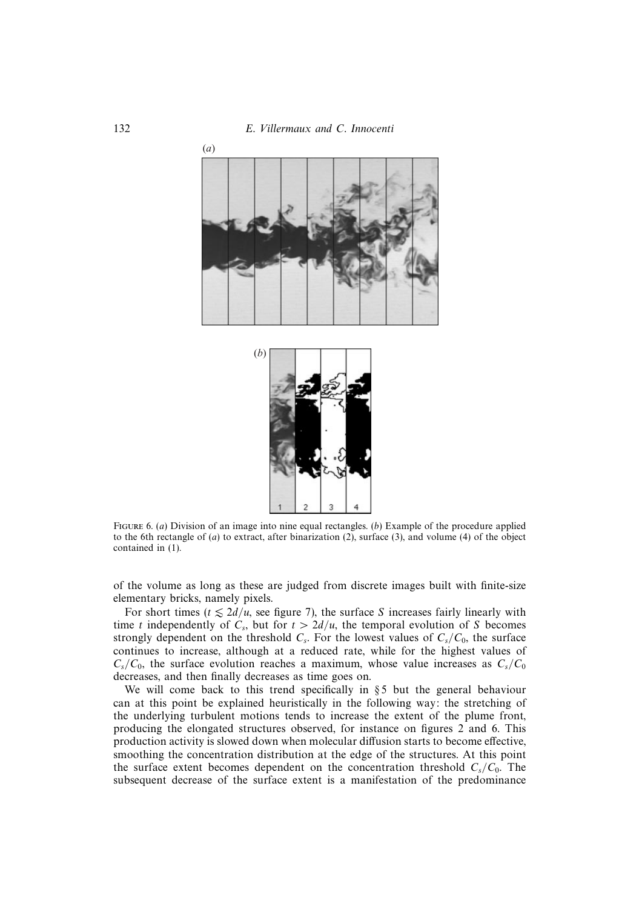FIGURE 6. (*a*) Division of an image into nine equal rectangles. (*b*) Example of the procedure applied to the 6th rectangle of (*a*) to extract, after binarization (2), surface (3), and volume (4) of the object contained in (1).

of the volume as long as these are judged from discrete images built with finite-size elementary bricks, namely pixels.

For short times ($t \lesssim 2d/u$, see figure 7), the surface $S$ increases fairly linearly with time $t$ independently of $C_s$, but for $t > 2d/u$, the temporal evolution of $S$ becomes strongly dependent on the threshold $C_s$. For the lowest values of $C_s/C_0$, the surface continues to increase, although at a reduced rate, while for the highest values of $C_s/C_0$, the surface evolution reaches a maximum, whose value increases as $C_s/C_0$ decreases, and then finally decreases as time goes on.

We will come back to this trend specifically in §5 but the general behaviour can at this point be explained heuristically in the following way: the stretching of the underlying turbulent motions tends to increase the extent of the plume front, producing the elongated structures observed, for instance on figures 2 and 6. This production activity is slowed down when molecular diffusion starts to become effective, smoothing the concentration distribution at the edge of the structures. At this point the surface extent becomes dependent on the concentration threshold $C_s/C_0$. The subsequent decrease of the surface extent is a manifestation of the predominance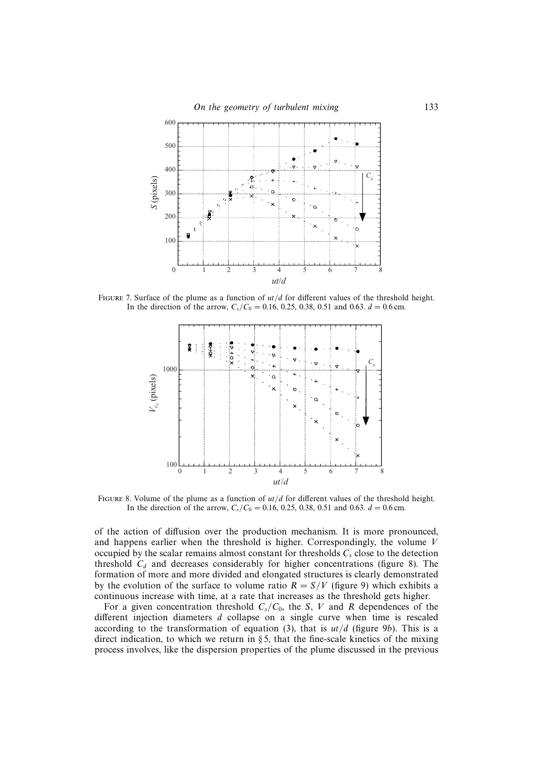FIGURE 7. Surface of the plume as a function of $ut/d$ for different values of the threshold height. In the direction of the arrow, $C_s/C_0 = 0.16$, 0.25, 0.38, 0.51 and 0.63. $d = 0.6$ cm.

FIGURE 8. Volume of the plume as a function of $ut/d$ for different values of the threshold height. In the direction of the arrow, $C_s/C_0 = 0.16$, 0.25, 0.38, 0.51 and 0.63. $d = 0.6$ cm.

of the action of diffusion over the production mechanism. It is more pronounced, and happens earlier when the threshold is higher. Correspondingly, the volume $V$ occupied by the scalar remains almost constant for thresholds $C_s$ close to the detection threshold $C_d$ and decreases considerably for higher concentrations (figure 8). The formation of more and more divided and elongated structures is clearly demonstrated by the evolution of the surface to volume ratio $R = S/V$ (figure 9) which exhibits a continuous increase with time, at a rate that increases as the threshold gets higher.

For a given concentration threshold $C_s/C_0$, the $S$, $V$ and $R$ dependences of the different injection diameters $d$ collapse on a single curve when time is rescaled according to the transformation of equation (3), that is $ut/d$ (figure 9*b*). This is a direct indication, to which we return in § 5, that the fine-scale kinetics of the mixing process involves, like the dispersion properties of the plume discussed in the previous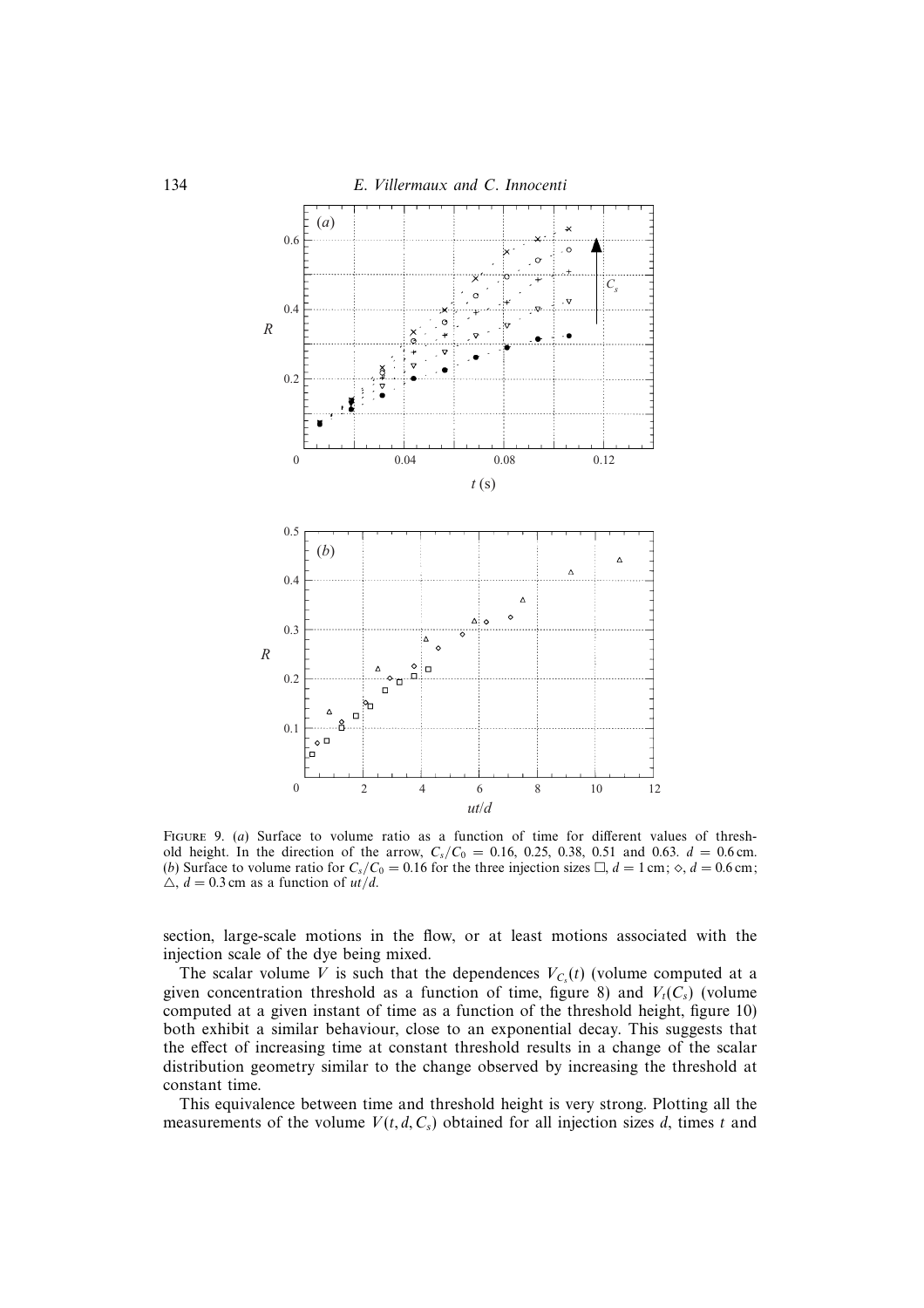FIGURE 9. (*a*) Surface to volume ratio as a function of time for different values of threshold height. In the direction of the arrow, $C_s/C_0$ = 0.16, 0.25, 0.38, 0.51 and 0.63. $d$ = 0.6 cm. (*b*) Surface to volume ratio for $C_s/C_0$ = 0.16 for the three injection sizes □, $d$ = 1 cm; ◇, $d$ = 0.6 cm; △, $d$ = 0.3 cm as a function of $ut/d$.

section, large-scale motions in the flow, or at least motions associated with the injection scale of the dye being mixed.

The scalar volume $V$ is such that the dependences $V_{C_s}(t)$ (volume computed at a given concentration threshold as a function of time, figure 8) and $V_t(C_s)$ (volume computed at a given instant of time as a function of the threshold height, figure 10) both exhibit a similar behaviour, close to an exponential decay. This suggests that the effect of increasing time at constant threshold results in a change of the scalar distribution geometry similar to the change observed by increasing the threshold at constant time.

This equivalence between time and threshold height is very strong. Plotting all the measurements of the volume $V(t, d, C_s)$ obtained for all injection sizes $d$, times $t$ and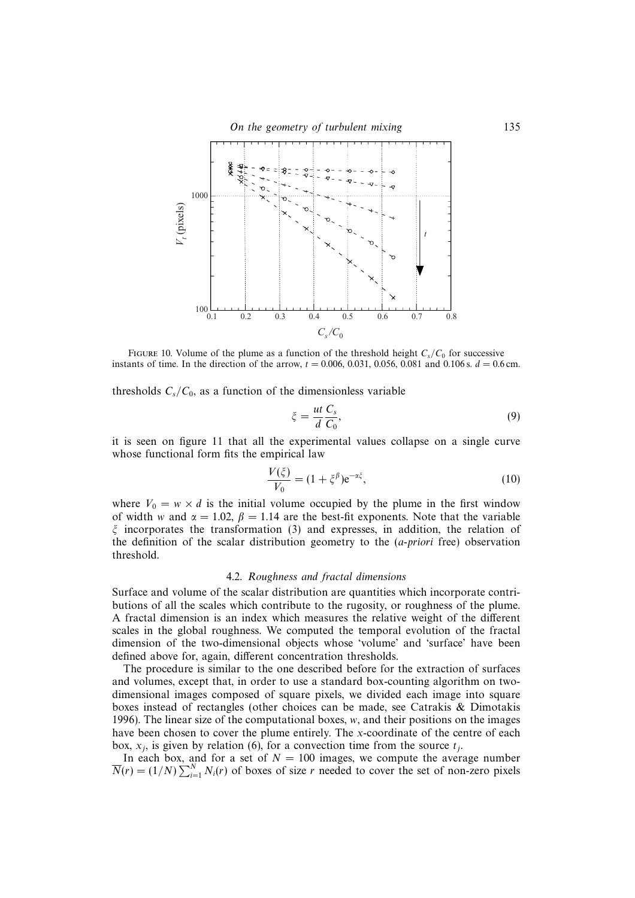FIGURE 10. Volume of the plume as a function of the threshold height $C_s/C_0$ for successive instants of time. In the direction of the arrow, $t = 0.006$, 0.031, 0.056, 0.081 and 0.106 s. $d = 0.6$ cm.

thresholds $C_s/C_0$, as a function of the dimensionless variable

$$\xi = \frac{ut}{d}\frac{C_s}{C_0}, \tag{9}$$

it is seen on figure 11 that all the experimental values collapse on a single curve whose functional form fits the empirical law

$$\frac{V(\xi)}{V_0} = (1 + \xi^{\beta})e^{-\alpha\xi}, \tag{10}$$

where $V_0 = w \times d$ is the initial volume occupied by the plume in the first window of width $w$ and $\alpha = 1.02$, $\beta = 1.14$ are the best-fit exponents. Note that the variable $\xi$ incorporates the transformation (3) and expresses, in addition, the relation of the definition of the scalar distribution geometry to the (*a-priori* free) observation threshold.

### 4.2. *Roughness and fractal dimensions*

Surface and volume of the scalar distribution are quantities which incorporate contributions of all the scales which contribute to the rugosity, or roughness of the plume. A fractal dimension is an index which measures the relative weight of the different scales in the global roughness. We computed the temporal evolution of the fractal dimension of the two-dimensional objects whose 'volume' and 'surface' have been defined above for, again, different concentration thresholds.

The procedure is similar to the one described before for the extraction of surfaces and volumes, except that, in order to use a standard box-counting algorithm on two-dimensional images composed of square pixels, we divided each image into square boxes instead of rectangles (other choices can be made, see Catrakis & Dimotakis 1996). The linear size of the computational boxes, $w$, and their positions on the images have been chosen to cover the plume entirely. The $x$-coordinate of the centre of each box, $x_j$, is given by relation (6), for a convection time from the source $t_j$.

In each box, and for a set of $N = 100$ images, we compute the average number $\overline{N}(r) = (1/N)\sum_{i=1}^{N} N_i(r)$ of boxes of size $r$ needed to cover the set of non-zero pixels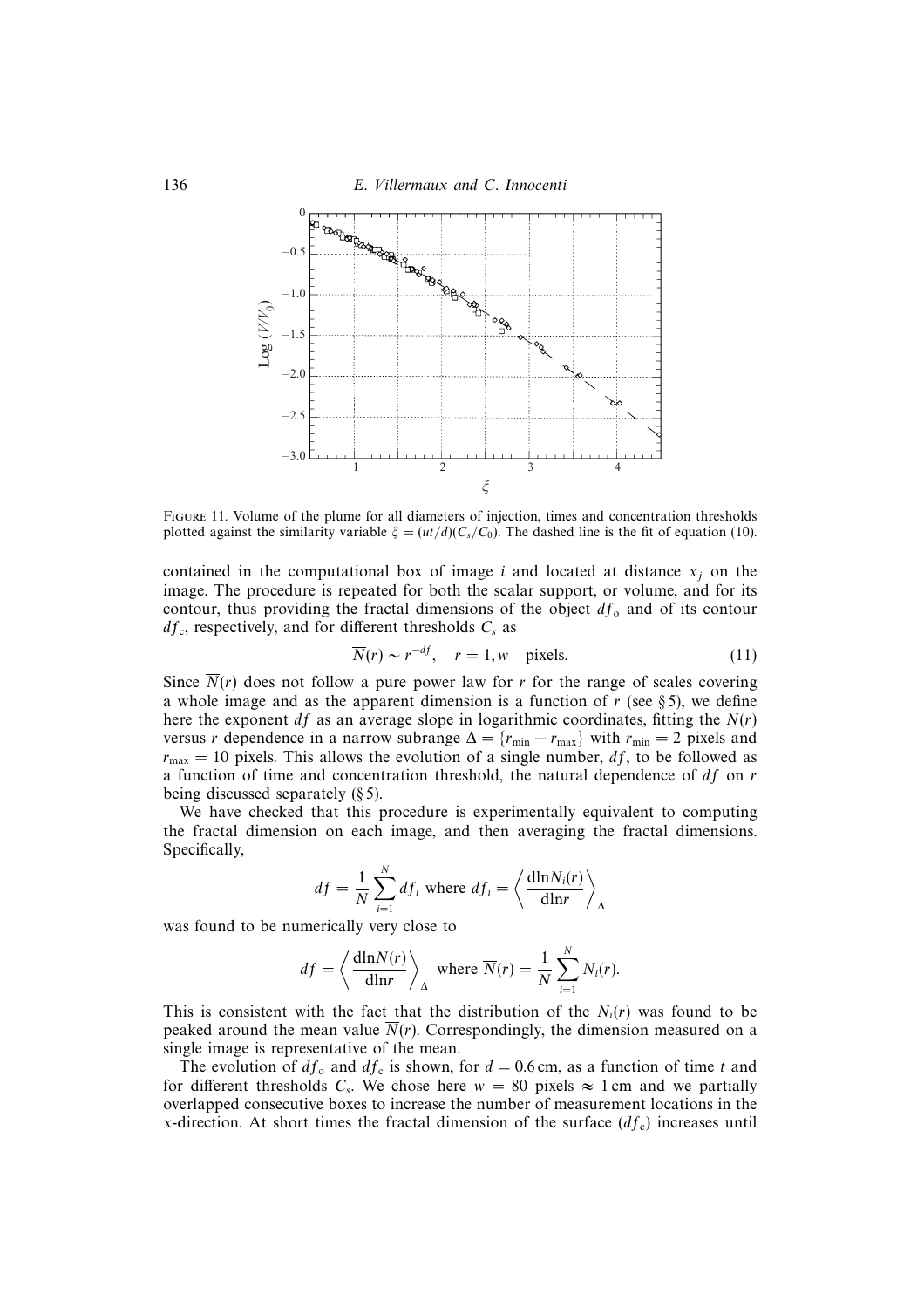FIGURE 11. Volume of the plume for all diameters of injection, times and concentration thresholds plotted against the similarity variable $\xi = (ut/d)(C_s/C_0)$. The dashed line is the fit of equation (10).

contained in the computational box of image $i$ and located at distance $x_j$ on the image. The procedure is repeated for both the scalar support, or volume, and for its contour, thus providing the fractal dimensions of the object $df_o$ and of its contour $df_c$, respectively, and for different thresholds $C_s$ as

$$\overline{N}(r) \sim r^{-df}, \quad r = 1, w \quad \text{pixels.} \tag{11}$$

Since $\overline{N}(r)$ does not follow a pure power law for $r$ for the range of scales covering a whole image and as the apparent dimension is a function of $r$ (see § 5), we define here the exponent $df$ as an average slope in logarithmic coordinates, fitting the $\overline{N}(r)$ versus $r$ dependence in a narrow subrange $\Delta = \{r_{\min} - r_{\max}\}$ with $r_{\min} = 2$ pixels and $r_{\max} = 10$ pixels. This allows the evolution of a single number, $df$, to be followed as a function of time and concentration threshold, the natural dependence of $df$ on $r$ being discussed separately (§ 5).

We have checked that this procedure is experimentally equivalent to computing the fractal dimension on each image, and then averaging the fractal dimensions. Specifically,

$$df = \frac{1}{N}\sum_{i=1}^{N} df_i \text{ where } df_i = \left\langle \frac{\mathrm{dln}N_i(r)}{\mathrm{dln}r} \right\rangle_\Delta$$

was found to be numerically very close to

$$df = \left\langle \frac{\mathrm{dln}\overline{N}(r)}{\mathrm{dln}r} \right\rangle_\Delta \text{ where } \overline{N}(r) = \frac{1}{N}\sum_{i=1}^{N} N_i(r).$$

This is consistent with the fact that the distribution of the $N_i(r)$ was found to be peaked around the mean value $\overline{N}(r)$. Correspondingly, the dimension measured on a single image is representative of the mean.

The evolution of $df_o$ and $df_c$ is shown, for $d = 0.6$ cm, as a function of time $t$ and for different thresholds $C_s$. We chose here $w = 80$ pixels $\approx 1$ cm and we partially overlapped consecutive boxes to increase the number of measurement locations in the $x$-direction. At short times the fractal dimension of the surface ($df_c$) increases until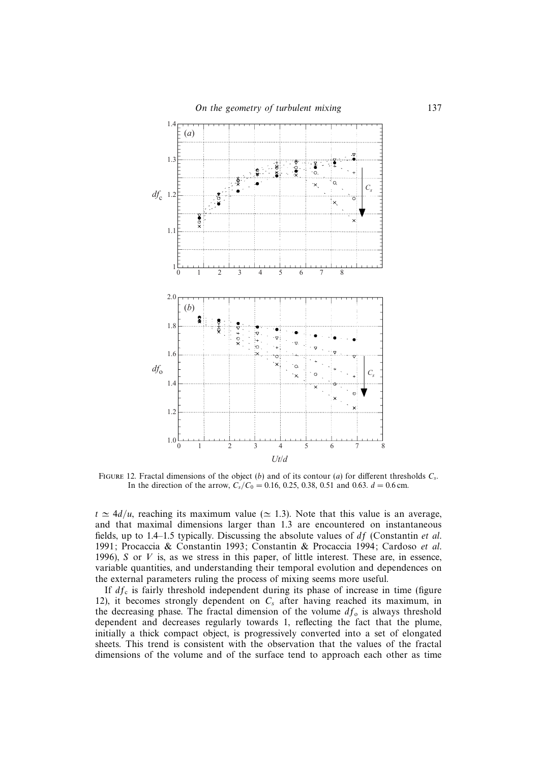FIGURE 12. Fractal dimensions of the object (*b*) and of its contour (*a*) for different thresholds $C_s$. In the direction of the arrow, $C_s/C_0 = 0.16$, 0.25, 0.38, 0.51 and 0.63. $d = 0.6$ cm.

$t \simeq 4d/u$, reaching its maximum value ($\simeq 1.3$). Note that this value is an average, and that maximal dimensions larger than 1.3 are encountered on instantaneous fields, up to 1.4–1.5 typically. Discussing the absolute values of $df$ (Constantin *et al.* 1991; Procaccia & Constantin 1993; Constantin & Procaccia 1994; Cardoso *et al.* 1996), $S$ or $V$ is, as we stress in this paper, of little interest. These are, in essence, variable quantities, and understanding their temporal evolution and dependences on the external parameters ruling the process of mixing seems more useful.

If $df_c$ is fairly threshold independent during its phase of increase in time (figure 12), it becomes strongly dependent on $C_s$ after having reached its maximum, in the decreasing phase. The fractal dimension of the volume $df_o$ is always threshold dependent and decreases regularly towards 1, reflecting the fact that the plume, initially a thick compact object, is progressively converted into a set of elongated sheets. This trend is consistent with the observation that the values of the fractal dimensions of the volume and of the surface tend to approach each other as time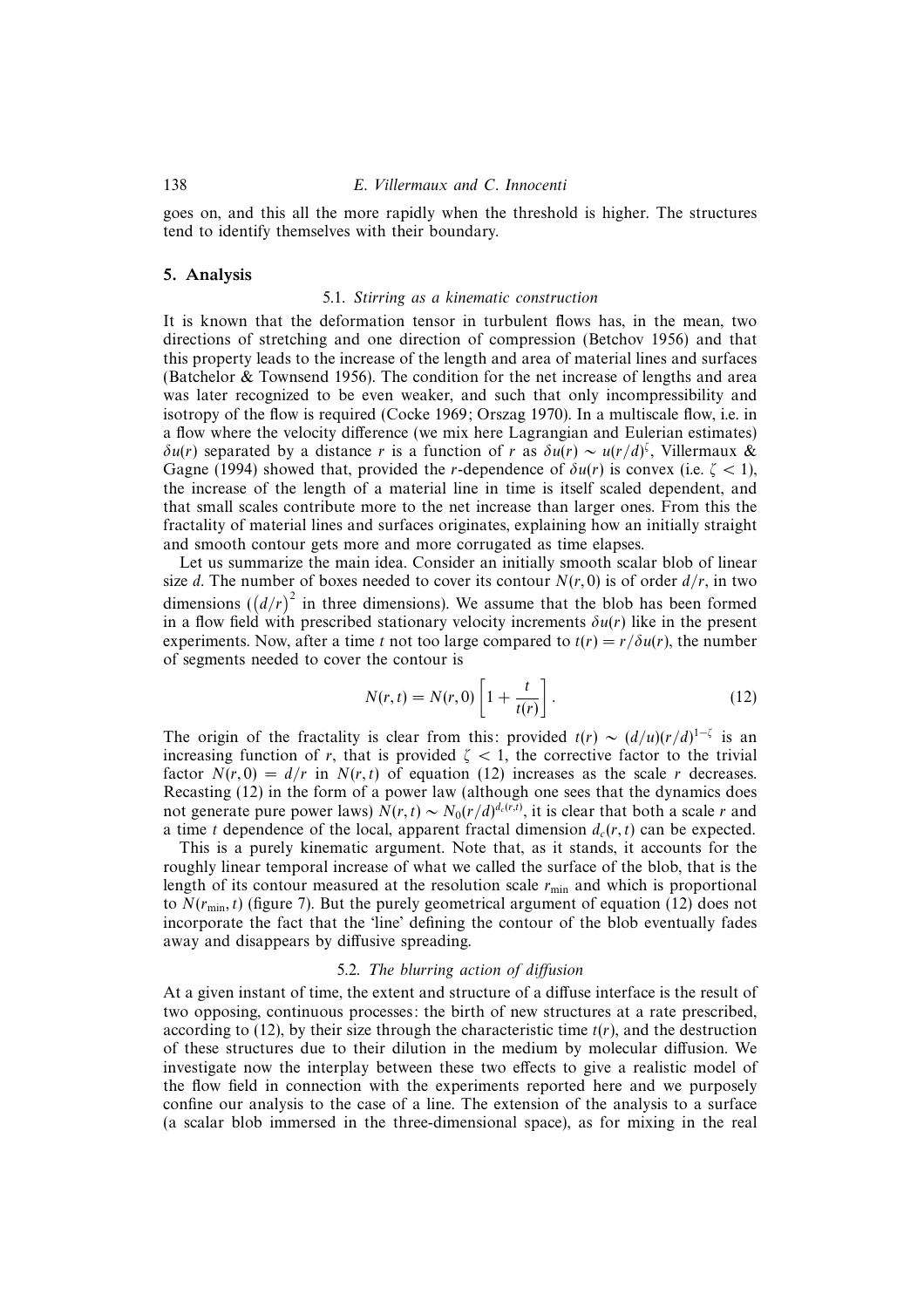goes on, and this all the more rapidly when the threshold is higher. The structures tend to identify themselves with their boundary.

## 5. Analysis

### 5.1. *Stirring as a kinematic construction*

It is known that the deformation tensor in turbulent flows has, in the mean, two directions of stretching and one direction of compression (Betchov 1956) and that this property leads to the increase of the length and area of material lines and surfaces (Batchelor & Townsend 1956). The condition for the net increase of lengths and area was later recognized to be even weaker, and such that only incompressibility and isotropy of the flow is required (Cocke 1969; Orszag 1970). In a multiscale flow, i.e. in a flow where the velocity difference (we mix here Lagrangian and Eulerian estimates) $\delta u(r)$ separated by a distance $r$ is a function of $r$ as $\delta u(r) \sim u(r/d)^{\zeta}$, Villermaux & Gagne (1994) showed that, provided the $r$-dependence of $\delta u(r)$ is convex (i.e. $\zeta < 1$), the increase of the length of a material line in time is itself scaled dependent, and that small scales contribute more to the net increase than larger ones. From this the fractality of material lines and surfaces originates, explaining how an initially straight and smooth contour gets more and more corrugated as time elapses.

Let us summarize the main idea. Consider an initially smooth scalar blob of linear size $d$. The number of boxes needed to cover its contour $N(r, 0)$ is of order $d/r$, in two dimensions ($\left(d/r\right)^2$ in three dimensions). We assume that the blob has been formed in a flow field with prescribed stationary velocity increments $\delta u(r)$ like in the present experiments. Now, after a time $t$ not too large compared to $t(r) = r/\delta u(r)$, the number of segments needed to cover the contour is

$$N(r, t) = N(r, 0)\left[1 + \frac{t}{t(r)}\right]. \tag{12}$$

The origin of the fractality is clear from this: provided $t(r) \sim (d/u)(r/d)^{1-\zeta}$ is an increasing function of $r$, that is provided $\zeta < 1$, the corrective factor to the trivial factor $N(r, 0) = d/r$ in $N(r, t)$ of equation (12) increases as the scale $r$ decreases. Recasting (12) in the form of a power law (although one sees that the dynamics does not generate pure power laws) $N(r, t) \sim N_0(r/d)^{d_c(r,t)}$, it is clear that both a scale $r$ and a time $t$ dependence of the local, apparent fractal dimension $d_c(r, t)$ can be expected.

This is a purely kinematic argument. Note that, as it stands, it accounts for the roughly linear temporal increase of what we called the surface of the blob, that is the length of its contour measured at the resolution scale $r_{\min}$ and which is proportional to $N(r_{\min}, t)$ (figure 7). But the purely geometrical argument of equation (12) does not incorporate the fact that the 'line' defining the contour of the blob eventually fades away and disappears by diffusive spreading.

### 5.2. *The blurring action of diffusion*

At a given instant of time, the extent and structure of a diffuse interface is the result of two opposing, continuous processes: the birth of new structures at a rate prescribed, according to (12), by their size through the characteristic time $t(r)$, and the destruction of these structures due to their dilution in the medium by molecular diffusion. We investigate now the interplay between these two effects to give a realistic model of the flow field in connection with the experiments reported here and we purposely confine our analysis to the case of a line. The extension of the analysis to a surface (a scalar blob immersed in the three-dimensional space), as for mixing in the real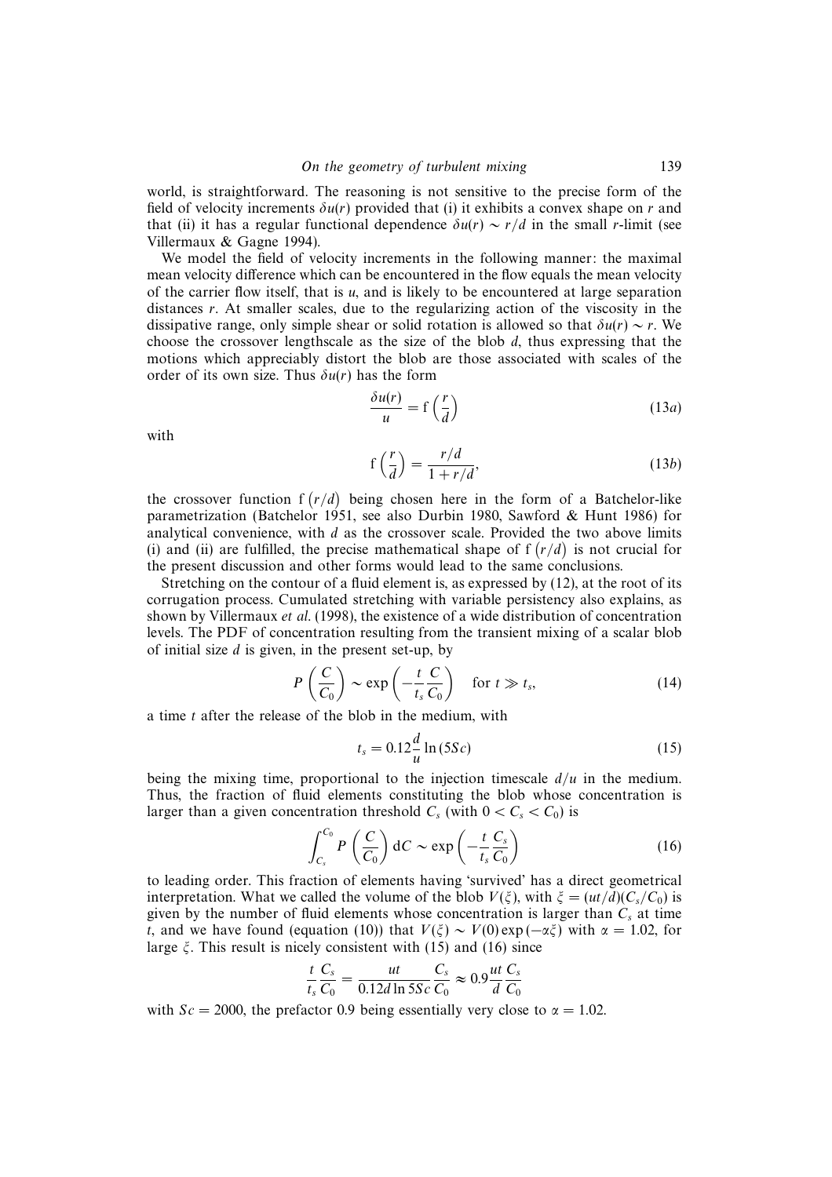world, is straightforward. The reasoning is not sensitive to the precise form of the field of velocity increments $\delta u(r)$ provided that (i) it exhibits a convex shape on $r$ and that (ii) it has a regular functional dependence $\delta u(r) \sim r/d$ in the small $r$-limit (see Villermaux & Gagne 1994).

We model the field of velocity increments in the following manner: the maximal mean velocity difference which can be encountered in the flow equals the mean velocity of the carrier flow itself, that is $u$, and is likely to be encountered at large separation distances $r$. At smaller scales, due to the regularizing action of the viscosity in the dissipative range, only simple shear or solid rotation is allowed so that $\delta u(r) \sim r$. We choose the crossover lengthscale as the size of the blob $d$, thus expressing that the motions which appreciably distort the blob are those associated with scales of the order of its own size. Thus $\delta u(r)$ has the form

$$\frac{\delta u(r)}{u} = \mathrm{f}\left(\frac{r}{d}\right) \tag{13a}$$

with

$$\mathrm{f}\left(\frac{r}{d}\right) = \frac{r/d}{1+r/d}, \tag{13b}$$

the crossover function $\mathrm{f}\left(r/d\right)$ being chosen here in the form of a Batchelor-like parametrization (Batchelor 1951, see also Durbin 1980, Sawford & Hunt 1986) for analytical convenience, with $d$ as the crossover scale. Provided the two above limits (i) and (ii) are fulfilled, the precise mathematical shape of $\mathrm{f}\left(r/d\right)$ is not crucial for the present discussion and other forms would lead to the same conclusions.

Stretching on the contour of a fluid element is, as expressed by (12), at the root of its corrugation process. Cumulated stretching with variable persistency also explains, as shown by Villermaux *et al.* (1998), the existence of a wide distribution of concentration levels. The PDF of concentration resulting from the transient mixing of a scalar blob of initial size $d$ is given, in the present set-up, by

$$P\left(\frac{C}{C_0}\right) \sim \exp\left(-\frac{t}{t_s}\frac{C}{C_0}\right) \quad \text{for } t \gg t_s, \tag{14}$$

a time $t$ after the release of the blob in the medium, with

$$t_s = 0.12\frac{d}{u}\ln(5Sc) \tag{15}$$

being the mixing time, proportional to the injection timescale $d/u$ in the medium. Thus, the fraction of fluid elements constituting the blob whose concentration is larger than a given concentration threshold $C_s$ (with $0 < C_s < C_0$) is

$$\int_{C_s}^{C_0} P\left(\frac{C}{C_0}\right)\mathrm{d}C \sim \exp\left(-\frac{t}{t_s}\frac{C_s}{C_0}\right) \tag{16}$$

to leading order. This fraction of elements having 'survived' has a direct geometrical interpretation. What we called the volume of the blob $V(\xi)$, with $\xi = (ut/d)(C_s/C_0)$ is given by the number of fluid elements whose concentration is larger than $C_s$ at time $t$, and we have found (equation (10)) that $V(\xi) \sim V(0)\exp(-\alpha\xi)$ with $\alpha = 1.02$, for large $\xi$. This result is nicely consistent with (15) and (16) since

$$\frac{t}{t_s}\frac{C_s}{C_0} = \frac{ut}{0.12d\ln 5Sc}\frac{C_s}{C_0} \approx 0.9\frac{ut}{d}\frac{C_s}{C_0}$$

with $Sc = 2000$, the prefactor 0.9 being essentially very close to $\alpha = 1.02$.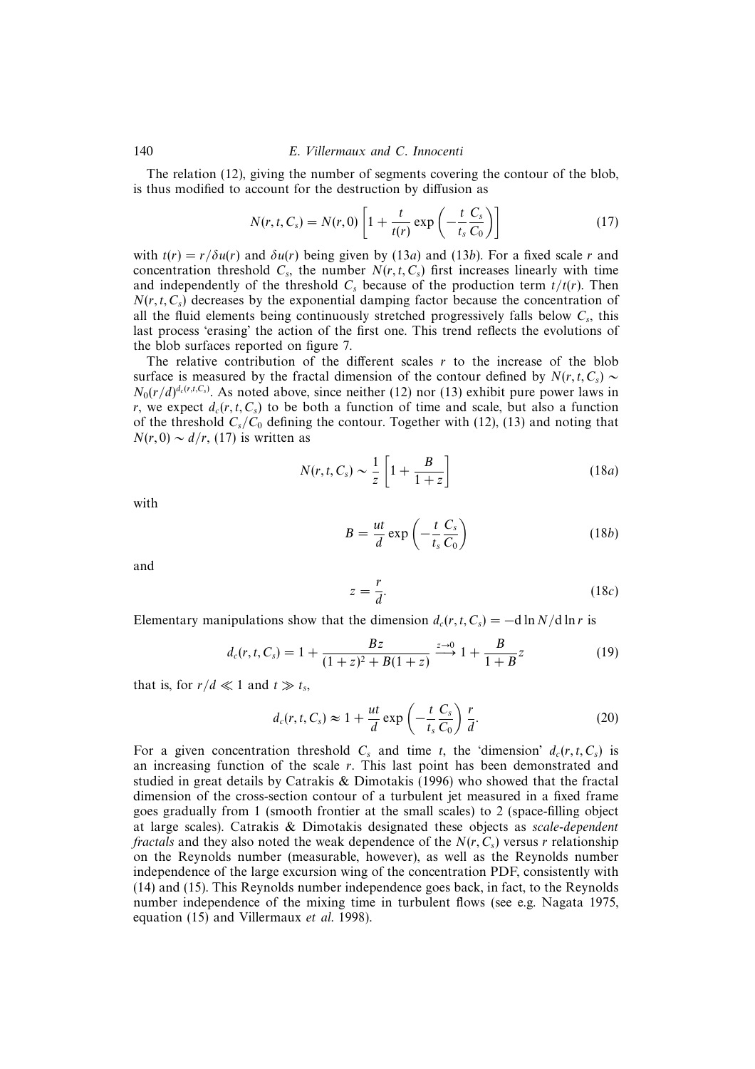The relation (12), giving the number of segments covering the contour of the blob, is thus modified to account for the destruction by diffusion as

$$N(r,t,C_s) = N(r,0)\left[1+\frac{t}{t(r)}\exp\left(-\frac{t}{t_s}\frac{C_s}{C_0}\right)\right] \tag{17}$$

with $t(r) = r/\delta u(r)$ and $\delta u(r)$ being given by (13*a*) and (13*b*). For a fixed scale $r$ and concentration threshold $C_s$, the number $N(r,t,C_s)$ first increases linearly with time and independently of the threshold $C_s$ because of the production term $t/t(r)$. Then $N(r,t,C_s)$ decreases by the exponential damping factor because the concentration of all the fluid elements being continuously stretched progressively falls below $C_s$, this last process 'erasing' the action of the first one. This trend reflects the evolutions of the blob surfaces reported on figure 7.

The relative contribution of the different scales $r$ to the increase of the blob surface is measured by the fractal dimension of the contour defined by $N(r,t,C_s) \sim N_0(r/d)^{d_c(r,t,C_s)}$. As noted above, since neither (12) nor (13) exhibit pure power laws in $r$, we expect $d_c(r,t,C_s)$ to be both a function of time and scale, but also a function of the threshold $C_s/C_0$ defining the contour. Together with (12), (13) and noting that $N(r,0) \sim d/r$, (17) is written as

$$N(r,t,C_s) \sim \frac{1}{z}\left[1+\frac{B}{1+z}\right] \tag{18a}$$

with

$$B = \frac{ut}{d}\exp\left(-\frac{t}{t_s}\frac{C_s}{C_0}\right) \tag{18b}$$

and

$$z = \frac{r}{d}. \tag{18c}$$

Elementary manipulations show that the dimension $d_c(r,t,C_s) = -\mathrm{d}\ln N/\mathrm{d}\ln r$ is

$$d_c(r,t,C_s) = 1 + \frac{Bz}{(1+z)^2 + B(1+z)} \xrightarrow{z\to 0} 1 + \frac{B}{1+B}z \tag{19}$$

that is, for $r/d \ll 1$ and $t \gg t_s$,

$$d_c(r,t,C_s) \approx 1 + \frac{ut}{d}\exp\left(-\frac{t}{t_s}\frac{C_s}{C_0}\right)\frac{r}{d}. \tag{20}$$

For a given concentration threshold $C_s$ and time $t$, the 'dimension' $d_c(r,t,C_s)$ is an increasing function of the scale $r$. This last point has been demonstrated and studied in great details by Catrakis & Dimotakis (1996) who showed that the fractal dimension of the cross-section contour of a turbulent jet measured in a fixed frame goes gradually from 1 (smooth frontier at the small scales) to 2 (space-filling object at large scales). Catrakis & Dimotakis designated these objects as *scale-dependent fractals* and they also noted the weak dependence of the $N(r,C_s)$ versus $r$ relationship on the Reynolds number (measurable, however), as well as the Reynolds number independence of the large excursion wing of the concentration PDF, consistently with (14) and (15). This Reynolds number independence goes back, in fact, to the Reynolds number independence of the mixing time in turbulent flows (see e.g. Nagata 1975, equation (15) and Villermaux *et al.* 1998).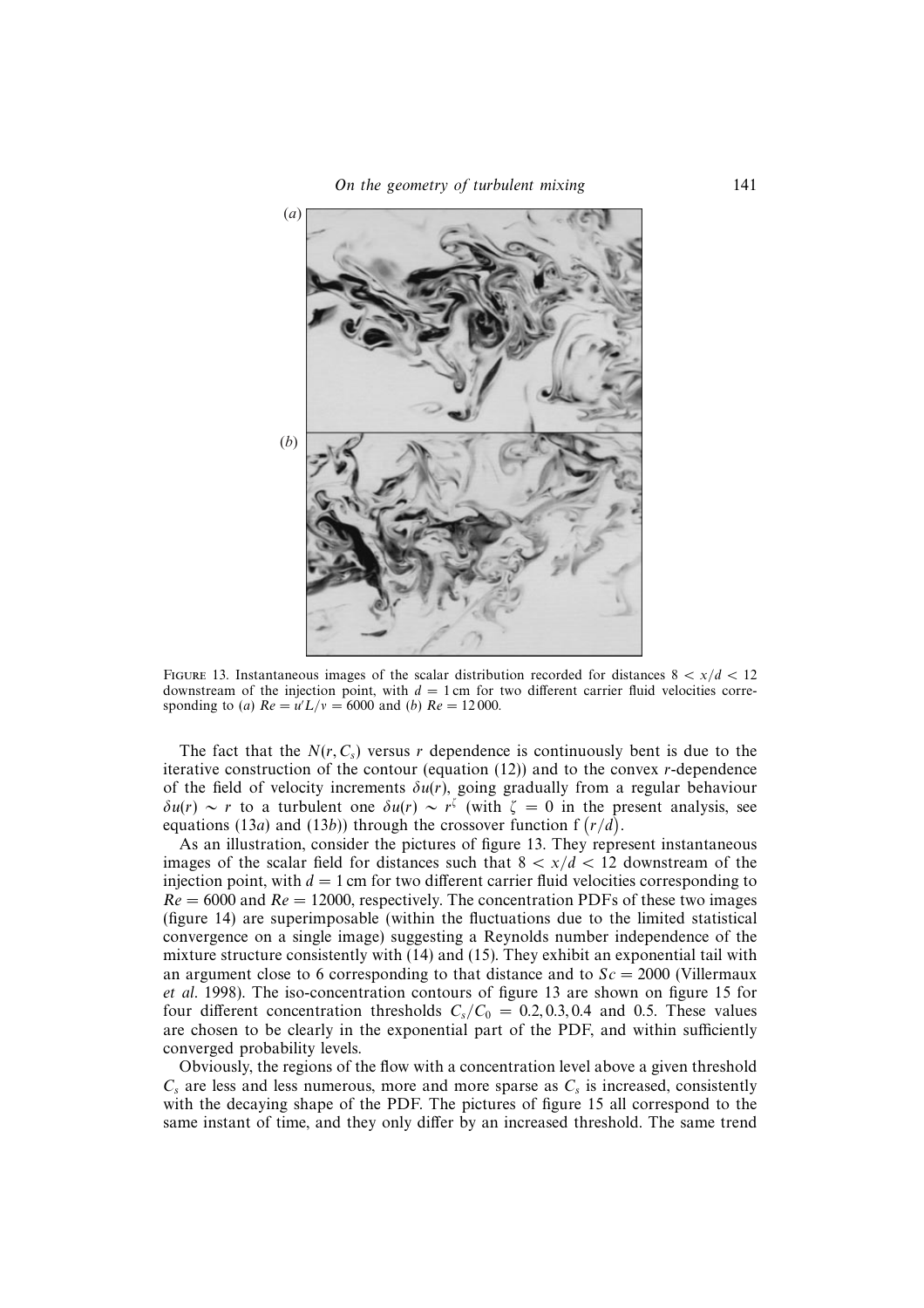FIGURE 13. Instantaneous images of the scalar distribution recorded for distances $8 < x/d < 12$ downstream of the injection point, with $d = 1$ cm for two different carrier fluid velocities corresponding to (*a*) $Re = u'L/\nu = 6000$ and (*b*) $Re = 12\,000$.

The fact that the $N(r, C_s)$ versus $r$ dependence is continuously bent is due to the iterative construction of the contour (equation (12)) and to the convex $r$-dependence of the field of velocity increments $\delta u(r)$, going gradually from a regular behaviour $\delta u(r) \sim r$ to a turbulent one $\delta u(r) \sim r^{\zeta}$ (with $\zeta = 0$ in the present analysis, see equations (13*a*) and (13*b*)) through the crossover function $\mathrm{f}\left(r/d\right)$.

As an illustration, consider the pictures of figure 13. They represent instantaneous images of the scalar field for distances such that $8 < x/d < 12$ downstream of the injection point, with $d = 1$ cm for two different carrier fluid velocities corresponding to $Re = 6000$ and $Re = 12000$, respectively. The concentration PDFs of these two images (figure 14) are superimposable (within the fluctuations due to the limited statistical convergence on a single image) suggesting a Reynolds number independence of the mixture structure consistently with (14) and (15). They exhibit an exponential tail with an argument close to 6 corresponding to that distance and to $Sc = 2000$ (Villermaux *et al.* 1998). The iso-concentration contours of figure 13 are shown on figure 15 for four different concentration thresholds $C_s/C_0 = 0.2, 0.3, 0.4$ and $0.5$. These values are chosen to be clearly in the exponential part of the PDF, and within sufficiently converged probability levels.

Obviously, the regions of the flow with a concentration level above a given threshold $C_s$ are less and less numerous, more and more sparse as $C_s$ is increased, consistently with the decaying shape of the PDF. The pictures of figure 15 all correspond to the same instant of time, and they only differ by an increased threshold. The same trend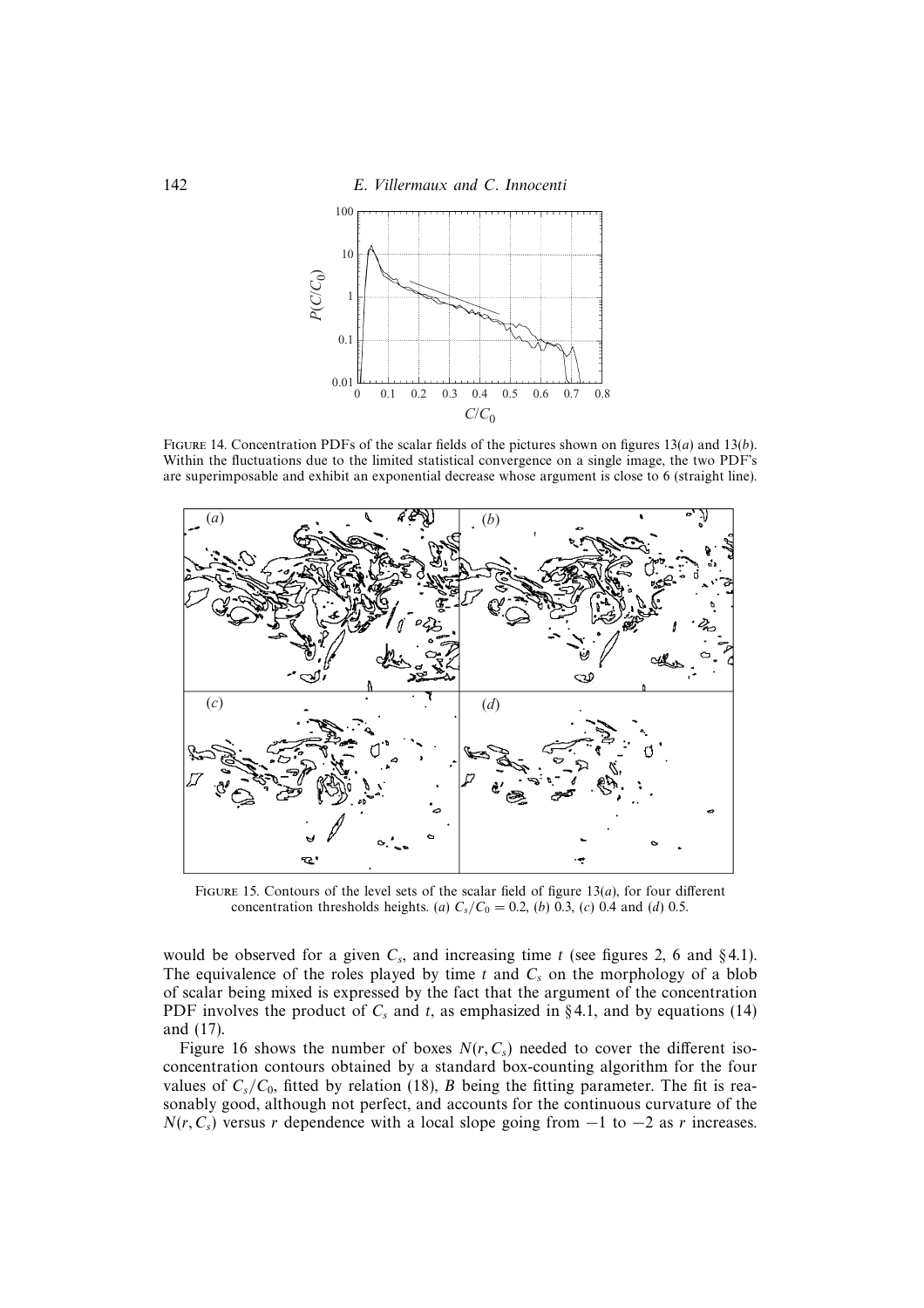FIGURE 14. Concentration PDFs of the scalar fields of the pictures shown on figures 13(*a*) and 13(*b*). Within the fluctuations due to the limited statistical convergence on a single image, the two PDF's are superimposable and exhibit an exponential decrease whose argument is close to 6 (straight line).

FIGURE 15. Contours of the level sets of the scalar field of figure 13(*a*), for four different concentration thresholds heights. (*a*) $C_s/C_0 = 0.2$, (*b*) 0.3, (*c*) 0.4 and (*d*) 0.5.

would be observed for a given $C_s$, and increasing time $t$ (see figures 2, 6 and §4.1). The equivalence of the roles played by time $t$ and $C_s$ on the morphology of a blob of scalar being mixed is expressed by the fact that the argument of the concentration PDF involves the product of $C_s$ and $t$, as emphasized in §4.1, and by equations (14) and (17).

Figure 16 shows the number of boxes $N(r, C_s)$ needed to cover the different iso-concentration contours obtained by a standard box-counting algorithm for the four values of $C_s/C_0$, fitted by relation (18), $B$ being the fitting parameter. The fit is reasonably good, although not perfect, and accounts for the continuous curvature of the $N(r, C_s)$ versus $r$ dependence with a local slope going from $-1$ to $-2$ as $r$ increases.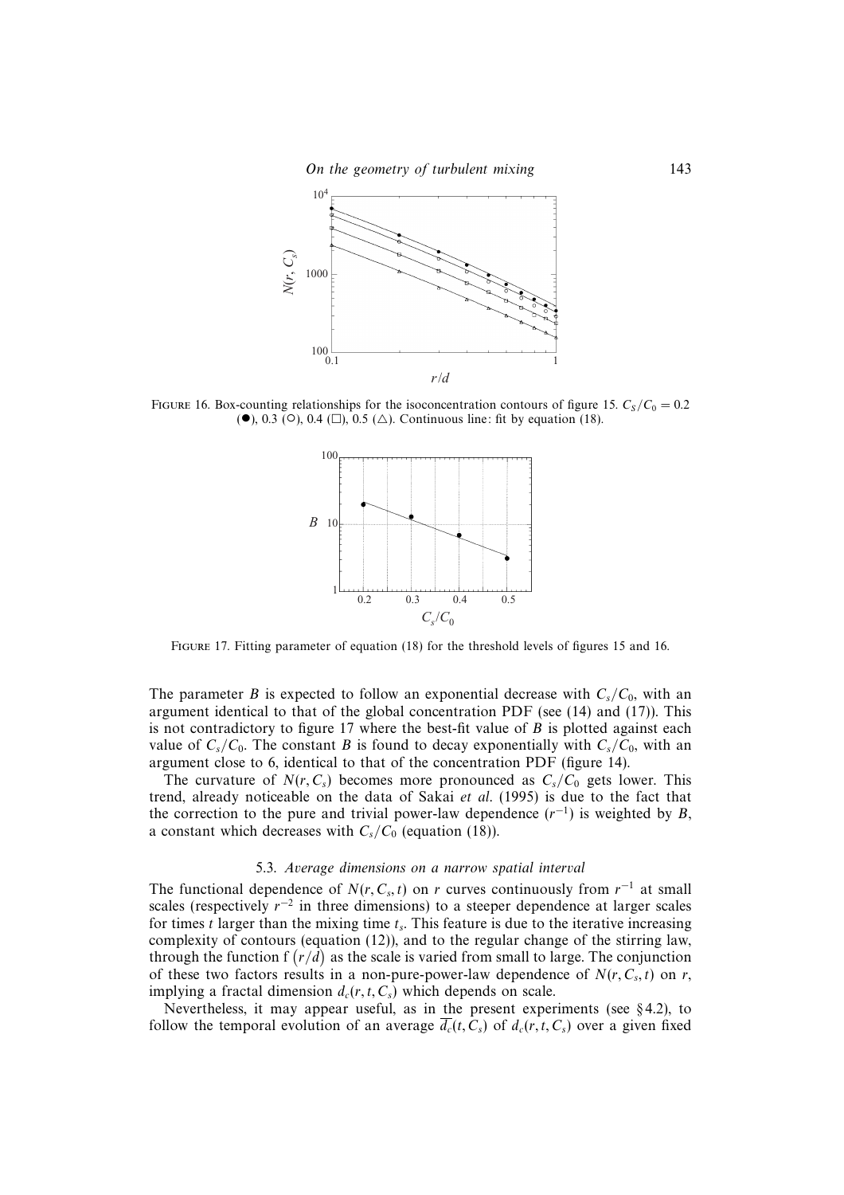FIGURE 16. Box-counting relationships for the isoconcentration contours of figure 15. $C_S/C_0 = 0.2$ (●), 0.3 (○), 0.4 (□), 0.5 (△). Continuous line: fit by equation (18).

FIGURE 17. Fitting parameter of equation (18) for the threshold levels of figures 15 and 16.

The parameter $B$ is expected to follow an exponential decrease with $C_s/C_0$, with an argument identical to that of the global concentration PDF (see (14) and (17)). This is not contradictory to figure 17 where the best-fit value of $B$ is plotted against each value of $C_s/C_0$. The constant $B$ is found to decay exponentially with $C_s/C_0$, with an argument close to 6, identical to that of the concentration PDF (figure 14).

The curvature of $N(r, C_s)$ becomes more pronounced as $C_s/C_0$ gets lower. This trend, already noticeable on the data of Sakai *et al.* (1995) is due to the fact that the correction to the pure and trivial power-law dependence ($r^{-1}$) is weighted by $B$, a constant which decreases with $C_s/C_0$ (equation (18)).

### 5.3. *Average dimensions on a narrow spatial interval*

The functional dependence of $N(r, C_s, t)$ on $r$ curves continuously from $r^{-1}$ at small scales (respectively $r^{-2}$ in three dimensions) to a steeper dependence at larger scales for times $t$ larger than the mixing time $t_s$. This feature is due to the iterative increasing complexity of contours (equation (12)), and to the regular change of the stirring law, through the function $f(r/d)$ as the scale is varied from small to large. The conjunction of these two factors results in a non-pure-power-law dependence of $N(r, C_s, t)$ on $r$, implying a fractal dimension $d_c(r, t, C_s)$ which depends on scale.

Nevertheless, it may appear useful, as in the present experiments (see §4.2), to follow the temporal evolution of an average $\overline{d_c}(t, C_s)$ of $d_c(r, t, C_s)$ over a given fixed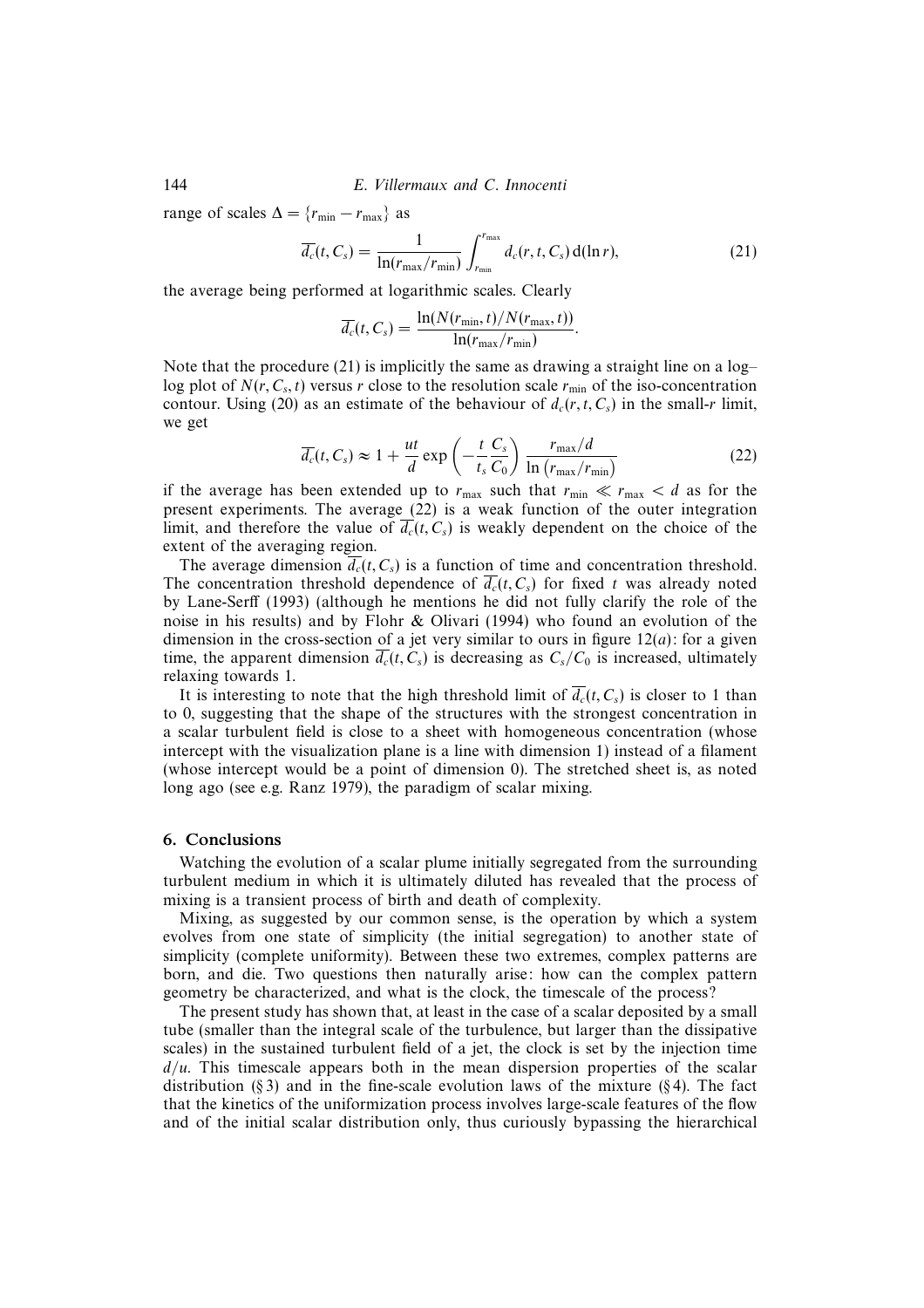range of scales $\Delta = \{r_{\min} - r_{\max}\}$ as

$$\overline{d_c}(t, C_s) = \frac{1}{\ln(r_{\max}/r_{\min})} \int_{r_{\min}}^{r_{\max}} d_c(r, t, C_s)\, \mathrm{d}(\ln r), \tag{21}$$

the average being performed at logarithmic scales. Clearly

$$\overline{d_c}(t, C_s) = \frac{\ln(N(r_{\min}, t)/N(r_{\max}, t))}{\ln(r_{\max}/r_{\min})}.$$

Note that the procedure (21) is implicitly the same as drawing a straight line on a log–log plot of $N(r, C_s, t)$ versus $r$ close to the resolution scale $r_{\min}$ of the iso-concentration contour. Using (20) as an estimate of the behaviour of $d_c(r, t, C_s)$ in the small-$r$ limit, we get

$$\overline{d_c}(t, C_s) \approx 1 + \frac{ut}{d} \exp\left(-\frac{t}{t_s}\frac{C_s}{C_0}\right) \frac{r_{\max}/d}{\ln\left(r_{\max}/r_{\min}\right)} \tag{22}$$

if the average has been extended up to $r_{\max}$ such that $r_{\min} \ll r_{\max} < d$ as for the present experiments. The average (22) is a weak function of the outer integration limit, and therefore the value of $\overline{d_c}(t, C_s)$ is weakly dependent on the choice of the extent of the averaging region.

The average dimension $\overline{d_c}(t, C_s)$ is a function of time and concentration threshold. The concentration threshold dependence of $\overline{d_c}(t, C_s)$ for fixed $t$ was already noted by Lane-Serff (1993) (although he mentions he did not fully clarify the role of the noise in his results) and by Flohr & Olivari (1994) who found an evolution of the dimension in the cross-section of a jet very similar to ours in figure 12(*a*): for a given time, the apparent dimension $\overline{d_c}(t, C_s)$ is decreasing as $C_s/C_0$ is increased, ultimately relaxing towards 1.

It is interesting to note that the high threshold limit of $\overline{d_c}(t, C_s)$ is closer to 1 than to 0, suggesting that the shape of the structures with the strongest concentration in a scalar turbulent field is close to a sheet with homogeneous concentration (whose intercept with the visualization plane is a line with dimension 1) instead of a filament (whose intercept would be a point of dimension 0). The stretched sheet is, as noted long ago (see e.g. Ranz 1979), the paradigm of scalar mixing.

## 6. Conclusions

Watching the evolution of a scalar plume initially segregated from the surrounding turbulent medium in which it is ultimately diluted has revealed that the process of mixing is a transient process of birth and death of complexity.

Mixing, as suggested by our common sense, is the operation by which a system evolves from one state of simplicity (the initial segregation) to another state of simplicity (complete uniformity). Between these two extremes, complex patterns are born, and die. Two questions then naturally arise: how can the complex pattern geometry be characterized, and what is the clock, the timescale of the process?

The present study has shown that, at least in the case of a scalar deposited by a small tube (smaller than the integral scale of the turbulence, but larger than the dissipative scales) in the sustained turbulent field of a jet, the clock is set by the injection time $d/u$. This timescale appears both in the mean dispersion properties of the scalar distribution (§ 3) and in the fine-scale evolution laws of the mixture (§ 4). The fact that the kinetics of the uniformization process involves large-scale features of the flow and of the initial scalar distribution only, thus curiously bypassing the hierarchical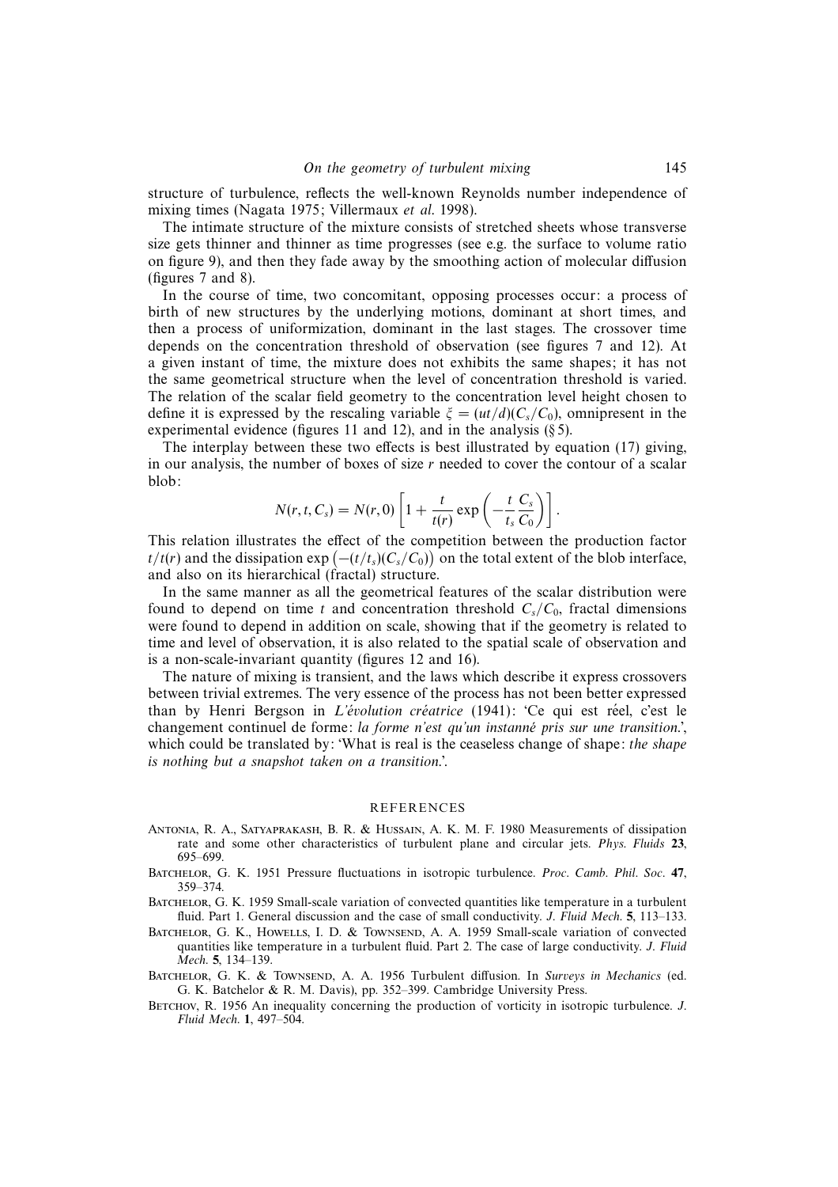structure of turbulence, reflects the well-known Reynolds number independence of mixing times (Nagata 1975; Villermaux *et al.* 1998).

The intimate structure of the mixture consists of stretched sheets whose transverse size gets thinner and thinner as time progresses (see e.g. the surface to volume ratio on figure 9), and then they fade away by the smoothing action of molecular diffusion (figures 7 and 8).

In the course of time, two concomitant, opposing processes occur: a process of birth of new structures by the underlying motions, dominant at short times, and then a process of uniformization, dominant in the last stages. The crossover time depends on the concentration threshold of observation (see figures 7 and 12). At a given instant of time, the mixture does not exhibits the same shapes; it has not the same geometrical structure when the level of concentration threshold is varied. The relation of the scalar field geometry to the concentration level height chosen to define it is expressed by the rescaling variable $\xi = (ut/d)(C_s/C_0)$, omnipresent in the experimental evidence (figures 11 and 12), and in the analysis (§ 5).

The interplay between these two effects is best illustrated by equation (17) giving, in our analysis, the number of boxes of size $r$ needed to cover the contour of a scalar blob:

$$N(r,t,C_s) = N(r,0)\left[1 + \frac{t}{t(r)}\exp\left(-\frac{t}{t_s}\frac{C_s}{C_0}\right)\right].$$

This relation illustrates the effect of the competition between the production factor $t/t(r)$ and the dissipation $\exp\left(-(t/t_s)(C_s/C_0)\right)$ on the total extent of the blob interface, and also on its hierarchical (fractal) structure.

In the same manner as all the geometrical features of the scalar distribution were found to depend on time $t$ and concentration threshold $C_s/C_0$, fractal dimensions were found to depend in addition on scale, showing that if the geometry is related to time and level of observation, it is also related to the spatial scale of observation and is a non-scale-invariant quantity (figures 12 and 16).

The nature of mixing is transient, and the laws which describe it express crossovers between trivial extremes. The very essence of the process has not been better expressed than by Henri Bergson in *L'évolution créatrice* (1941): 'Ce qui est réel, c'est le changement continuel de forme: *la forme n'est qu'un instanné pris sur une transition*.', which could be translated by: 'What is real is the ceaseless change of shape: *the shape is nothing but a snapshot taken on a transition*.'.

## REFERENCES

Antonia, R. A., Satyaprakash, B. R. & Hussain, A. K. M. F. 1980 Measurements of dissipation rate and some other characteristics of turbulent plane and circular jets. *Phys. Fluids* **23**, 695–699.

Batchelor, G. K. 1951 Pressure fluctuations in isotropic turbulence. *Proc. Camb. Phil. Soc.* **47**, 359–374.

Batchelor, G. K. 1959 Small-scale variation of convected quantities like temperature in a turbulent fluid. Part 1. General discussion and the case of small conductivity. *J. Fluid Mech.* **5**, 113–133.

Batchelor, G. K., Howells, I. D. & Townsend, A. A. 1959 Small-scale variation of convected quantities like temperature in a turbulent fluid. Part 2. The case of large conductivity. *J. Fluid Mech.* **5**, 134–139.

Batchelor, G. K. & Townsend, A. A. 1956 Turbulent diffusion. In *Surveys in Mechanics* (ed. G. K. Batchelor & R. M. Davis), pp. 352–399. Cambridge University Press.

Betchov, R. 1956 An inequality concerning the production of vorticity in isotropic turbulence. *J. Fluid Mech.* **1**, 497–504.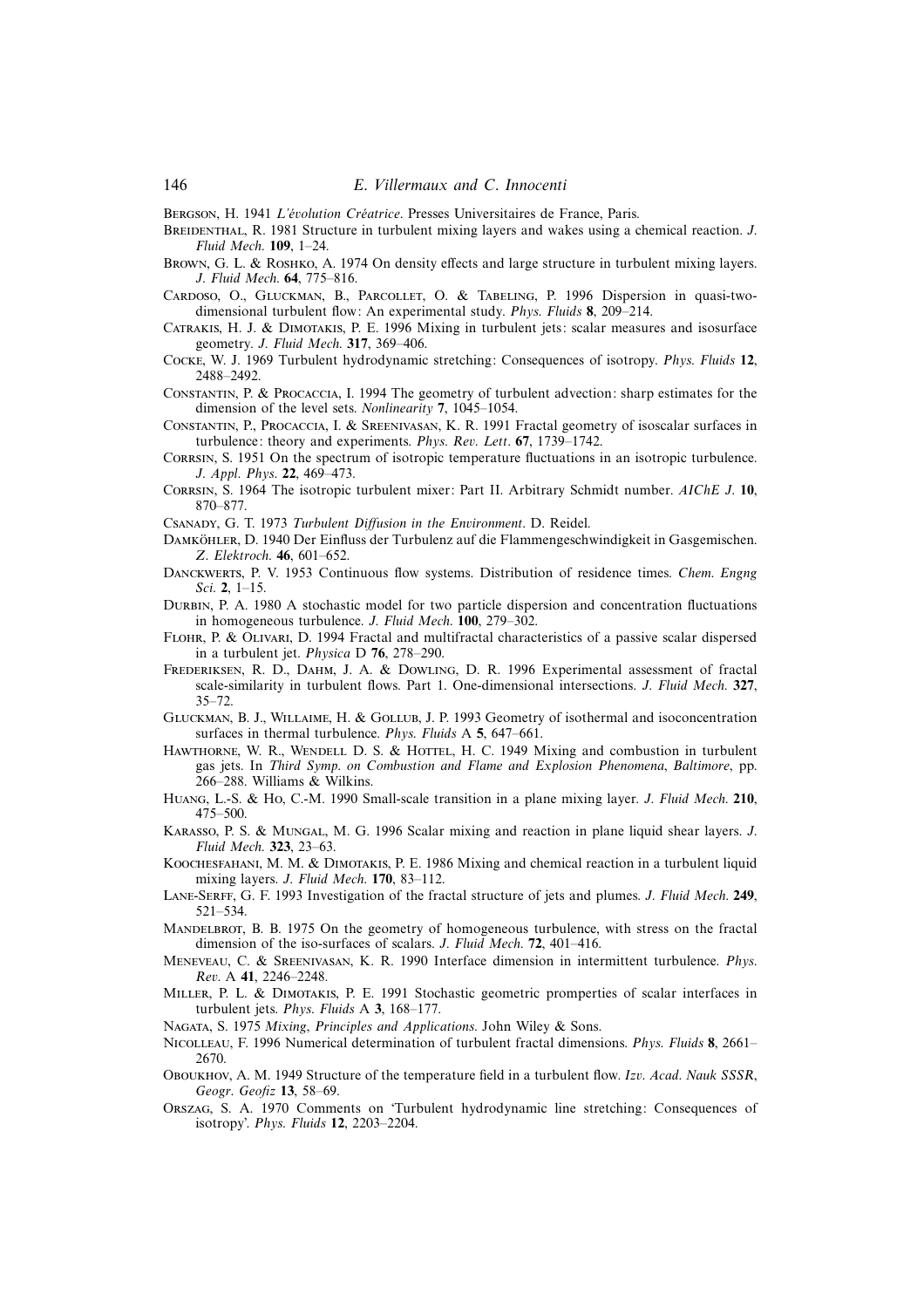Bergson, H. 1941 *L'évolution Créatrice*. Presses Universitaires de France, Paris.

Breidenthal, R. 1981 Structure in turbulent mixing layers and wakes using a chemical reaction. *J. Fluid Mech.* **109**, 1–24.

Brown, G. L. & Roshko, A. 1974 On density effects and large structure in turbulent mixing layers. *J. Fluid Mech.* **64**, 775–816.

Cardoso, O., Gluckman, B., Parcollet, O. & Tabeling, P. 1996 Dispersion in quasi-two-dimensional turbulent flow: An experimental study. *Phys. Fluids* **8**, 209–214.

Catrakis, H. J. & Dimotakis, P. E. 1996 Mixing in turbulent jets: scalar measures and isosurface geometry. *J. Fluid Mech.* **317**, 369–406.

Cocke, W. J. 1969 Turbulent hydrodynamic stretching: Consequences of isotropy. *Phys. Fluids* **12**, 2488–2492.

Constantin, P. & Procaccia, I. 1994 The geometry of turbulent advection: sharp estimates for the dimension of the level sets. *Nonlinearity* **7**, 1045–1054.

Constantin, P., Procaccia, I. & Sreenivasan, K. R. 1991 Fractal geometry of isoscalar surfaces in turbulence: theory and experiments. *Phys. Rev. Lett*. **67**, 1739–1742.

Corrsin, S. 1951 On the spectrum of isotropic temperature fluctuations in an isotropic turbulence. *J. Appl. Phys.* **22**, 469–473.

Corrsin, S. 1964 The isotropic turbulent mixer: Part II. Arbitrary Schmidt number. *AIChE J*. **10**, 870–877.

Csanady, G. T. 1973 *Turbulent Diffusion in the Environment*. D. Reidel.

Damköhler, D. 1940 Der Einfluss der Turbulenz auf die Flammengeschwindigkeit in Gasgemischen. *Z. Elektroch.* **46**, 601–652.

Danckwerts, P. V. 1953 Continuous flow systems. Distribution of residence times. *Chem. Engng Sci.* **2**, 1–15.

Durbin, P. A. 1980 A stochastic model for two particle dispersion and concentration fluctuations in homogeneous turbulence. *J. Fluid Mech.* **100**, 279–302.

Flohr, P. & Olivari, D. 1994 Fractal and multifractal characteristics of a passive scalar dispersed in a turbulent jet. *Physica* D **76**, 278–290.

Frederiksen, R. D., Dahm, J. A. & Dowling, D. R. 1996 Experimental assessment of fractal scale-similarity in turbulent flows. Part 1. One-dimensional intersections. *J. Fluid Mech.* **327**, 35–72.

Gluckman, B. J., Willaime, H. & Gollub, J. P. 1993 Geometry of isothermal and isoconcentration surfaces in thermal turbulence. *Phys. Fluids* A **5**, 647–661.

Hawthorne, W. R., Wendell D. S. & Hottel, H. C. 1949 Mixing and combustion in turbulent gas jets. In *Third Symp. on Combustion and Flame and Explosion Phenomena, Baltimore*, pp. 266–288. Williams & Wilkins.

Huang, L.-S. & Ho, C.-M. 1990 Small-scale transition in a plane mixing layer. *J. Fluid Mech.* **210**, 475–500.

Karasso, P. S. & Mungal, M. G. 1996 Scalar mixing and reaction in plane liquid shear layers. *J. Fluid Mech.* **323**, 23–63.

Koochesfahani, M. M. & Dimotakis, P. E. 1986 Mixing and chemical reaction in a turbulent liquid mixing layers. *J. Fluid Mech.* **170**, 83–112.

Lane-Serff, G. F. 1993 Investigation of the fractal structure of jets and plumes. *J. Fluid Mech.* **249**, 521–534.

Mandelbrot, B. B. 1975 On the geometry of homogeneous turbulence, with stress on the fractal dimension of the iso-surfaces of scalars. *J. Fluid Mech.* **72**, 401–416.

Meneveau, C. & Sreenivasan, K. R. 1990 Interface dimension in intermittent turbulence. *Phys. Rev.* A **41**, 2246–2248.

Miller, P. L. & Dimotakis, P. E. 1991 Stochastic geometric promperties of scalar interfaces in turbulent jets. *Phys. Fluids* A **3**, 168–177.

Nagata, S. 1975 *Mixing, Principles and Applications*. John Wiley & Sons.

Nicolleau, F. 1996 Numerical determination of turbulent fractal dimensions. *Phys. Fluids* **8**, 2661–2670.

Oboukhov, A. M. 1949 Structure of the temperature field in a turbulent flow. *Izv. Acad. Nauk SSSR, Geogr. Geofiz* **13**, 58–69.

Orszag, S. A. 1970 Comments on 'Turbulent hydrodynamic line stretching: Consequences of isotropy'. *Phys. Fluids* **12**, 2203–2204.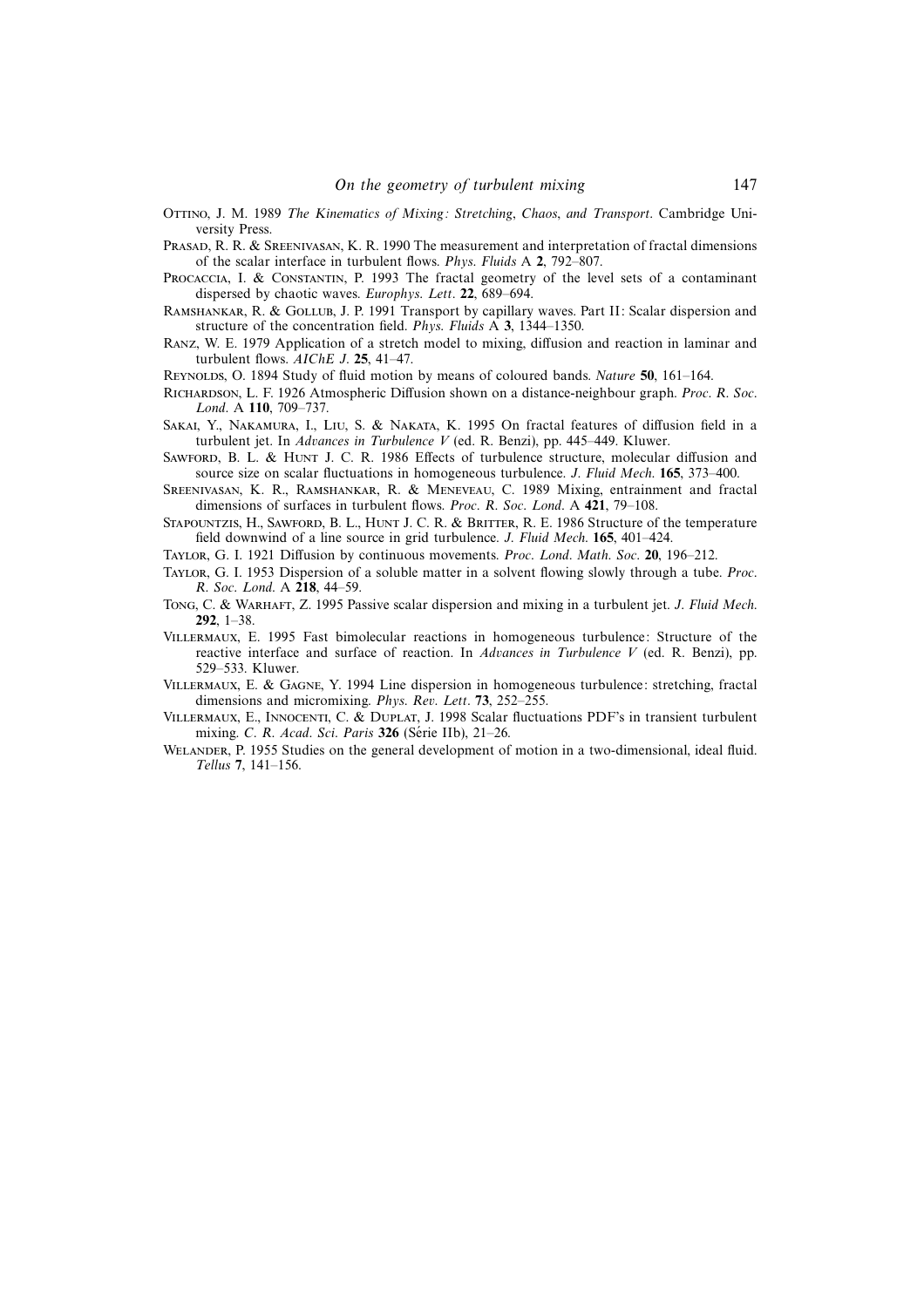Ottino, J. M. 1989 *The Kinematics of Mixing: Stretching, Chaos, and Transport*. Cambridge University Press.

Prasad, R. R. & Sreenivasan, K. R. 1990 The measurement and interpretation of fractal dimensions of the scalar interface in turbulent flows. *Phys. Fluids* A **2**, 792–807.

Procaccia, I. & Constantin, P. 1993 The fractal geometry of the level sets of a contaminant dispersed by chaotic waves. *Europhys. Lett*. **22**, 689–694.

Ramshankar, R. & Gollub, J. P. 1991 Transport by capillary waves. Part II: Scalar dispersion and structure of the concentration field. *Phys. Fluids* A **3**, 1344–1350.

Ranz, W. E. 1979 Application of a stretch model to mixing, diffusion and reaction in laminar and turbulent flows. *AIChE J*. **25**, 41–47.

Reynolds, O. 1894 Study of fluid motion by means of coloured bands. *Nature* **50**, 161–164.

Richardson, L. F. 1926 Atmospheric Diffusion shown on a distance-neighbour graph. *Proc. R. Soc. Lond*. A **110**, 709–737.

Sakai, Y., Nakamura, I., Liu, S. & Nakata, K. 1995 On fractal features of diffusion field in a turbulent jet. In *Advances in Turbulence V* (ed. R. Benzi), pp. 445–449. Kluwer.

Sawford, B. L. & Hunt J. C. R. 1986 Effects of turbulence structure, molecular diffusion and source size on scalar fluctuations in homogeneous turbulence. *J. Fluid Mech*. **165**, 373–400.

Sreenivasan, K. R., Ramshankar, R. & Meneveau, C. 1989 Mixing, entrainment and fractal dimensions of surfaces in turbulent flows. *Proc. R. Soc. Lond*. A **421**, 79–108.

Stapountzis, H., Sawford, B. L., Hunt J. C. R. & Britter, R. E. 1986 Structure of the temperature field downwind of a line source in grid turbulence. *J. Fluid Mech*. **165**, 401–424.

Taylor, G. I. 1921 Diffusion by continuous movements. *Proc. Lond. Math. Soc*. **20**, 196–212.

Taylor, G. I. 1953 Dispersion of a soluble matter in a solvent flowing slowly through a tube. *Proc. R. Soc. Lond*. A **218**, 44–59.

Tong, C. & Warhaft, Z. 1995 Passive scalar dispersion and mixing in a turbulent jet. *J. Fluid Mech*. **292**, 1–38.

Villermaux, E. 1995 Fast bimolecular reactions in homogeneous turbulence: Structure of the reactive interface and surface of reaction. In *Advances in Turbulence V* (ed. R. Benzi), pp. 529–533. Kluwer.

Villermaux, E. & Gagne, Y. 1994 Line dispersion in homogeneous turbulence: stretching, fractal dimensions and micromixing. *Phys. Rev. Lett*. **73**, 252–255.

Villermaux, E., Innocenti, C. & Duplat, J. 1998 Scalar fluctuations PDF's in transient turbulent mixing. *C. R. Acad. Sci. Paris* **326** (Série IIb), 21–26.

Welander, P. 1955 Studies on the general development of motion in a two-dimensional, ideal fluid. *Tellus* **7**, 141–156.